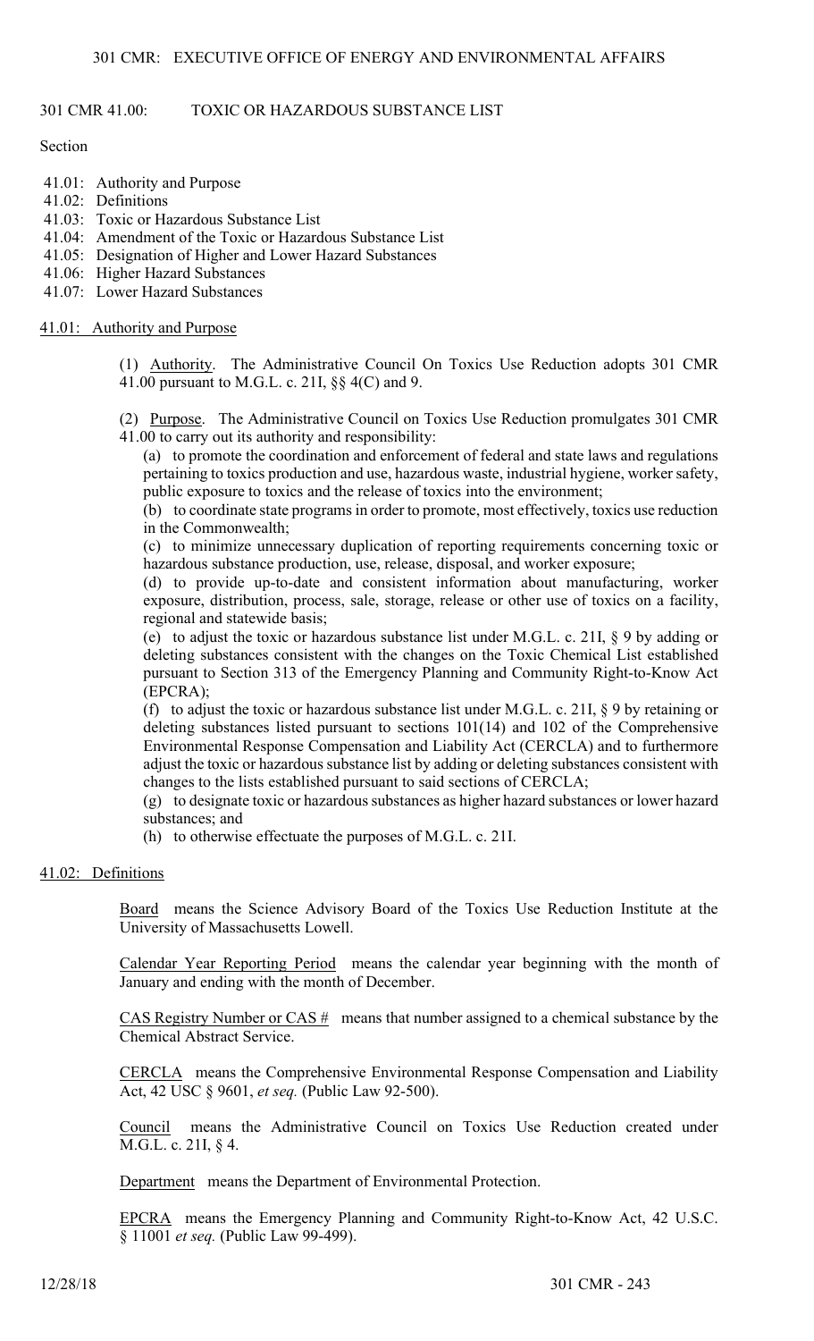# 301 CMR 41.00: TOXIC OR HAZARDOUS SUBSTANCE LIST

Section

41.01: Authority and Purpose
41.02: Definitions
41.03: Toxic or Hazardous Substance List
41.04: Amendment of the Toxic or Hazardous Substance List
41.05: Designation of Higher and Lower Hazard Substances
41.06: Higher Hazard Substances
41.07: Lower Hazard Substances

## 41.01: Authority and Purpose

(1) Authority. The Administrative Council On Toxics Use Reduction adopts 301 CMR 41.00 pursuant to M.G.L. c. 21I, §§ 4(C) and 9.

(2) Purpose. The Administrative Council on Toxics Use Reduction promulgates 301 CMR 41.00 to carry out its authority and responsibility:

(a) to promote the coordination and enforcement of federal and state laws and regulations pertaining to toxics production and use, hazardous waste, industrial hygiene, worker safety, public exposure to toxics and the release of toxics into the environment;

(b) to coordinate state programs in order to promote, most effectively, toxics use reduction in the Commonwealth;

(c) to minimize unnecessary duplication of reporting requirements concerning toxic or hazardous substance production, use, release, disposal, and worker exposure;

(d) to provide up-to-date and consistent information about manufacturing, worker exposure, distribution, process, sale, storage, release or other use of toxics on a facility, regional and statewide basis;

(e) to adjust the toxic or hazardous substance list under M.G.L. c. 21I, § 9 by adding or deleting substances consistent with the changes on the Toxic Chemical List established pursuant to Section 313 of the Emergency Planning and Community Right-to-Know Act (EPCRA);

(f) to adjust the toxic or hazardous substance list under M.G.L. c. 21I, § 9 by retaining or deleting substances listed pursuant to sections 101(14) and 102 of the Comprehensive Environmental Response Compensation and Liability Act (CERCLA) and to furthermore adjust the toxic or hazardous substance list by adding or deleting substances consistent with changes to the lists established pursuant to said sections of CERCLA;

(g) to designate toxic or hazardous substances as higher hazard substances or lower hazard substances; and

(h) to otherwise effectuate the purposes of M.G.L. c. 21I.

## 41.02: Definitions

Board means the Science Advisory Board of the Toxics Use Reduction Institute at the University of Massachusetts Lowell.

Calendar Year Reporting Period means the calendar year beginning with the month of January and ending with the month of December.

CAS Registry Number or CAS # means that number assigned to a chemical substance by the Chemical Abstract Service.

CERCLA means the Comprehensive Environmental Response Compensation and Liability Act, 42 USC § 9601, *et seq.* (Public Law 92-500).

Council means the Administrative Council on Toxics Use Reduction created under M.G.L. c. 21I, § 4.

Department means the Department of Environmental Protection.

EPCRA means the Emergency Planning and Community Right-to-Know Act, 42 U.S.C. § 11001 *et seq.* (Public Law 99-499).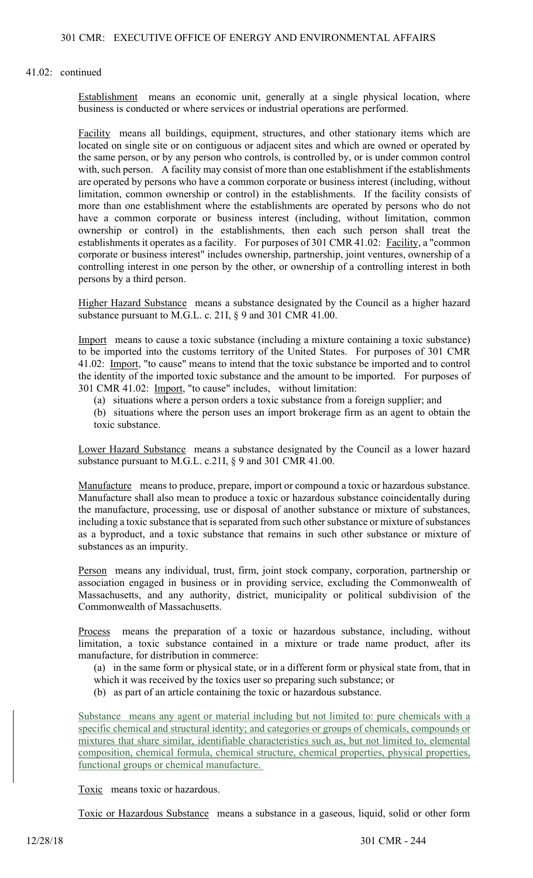41.02: continued

Establishment means an economic unit, generally at a single physical location, where business is conducted or where services or industrial operations are performed.

Facility means all buildings, equipment, structures, and other stationary items which are located on single site or on contiguous or adjacent sites and which are owned or operated by the same person, or by any person who controls, is controlled by, or is under common control with, such person. A facility may consist of more than one establishment if the establishments are operated by persons who have a common corporate or business interest (including, without limitation, common ownership or control) in the establishments. If the facility consists of more than one establishment where the establishments are operated by persons who do not have a common corporate or business interest (including, without limitation, common ownership or control) in the establishments, then each such person shall treat the establishments it operates as a facility. For purposes of 301 CMR 41.02: Facility, a "common corporate or business interest" includes ownership, partnership, joint ventures, ownership of a controlling interest in one person by the other, or ownership of a controlling interest in both persons by a third person.

Higher Hazard Substance means a substance designated by the Council as a higher hazard substance pursuant to M.G.L. c. 21I, § 9 and 301 CMR 41.00.

Import means to cause a toxic substance (including a mixture containing a toxic substance) to be imported into the customs territory of the United States. For purposes of 301 CMR 41.02: Import, "to cause" means to intend that the toxic substance be imported and to control the identity of the imported toxic substance and the amount to be imported. For purposes of 301 CMR 41.02: Import, "to cause" includes, without limitation:

(a) situations where a person orders a toxic substance from a foreign supplier; and

(b) situations where the person uses an import brokerage firm as an agent to obtain the toxic substance.

Lower Hazard Substance means a substance designated by the Council as a lower hazard substance pursuant to M.G.L. c.21I, § 9 and 301 CMR 41.00.

Manufacture means to produce, prepare, import or compound a toxic or hazardous substance. Manufacture shall also mean to produce a toxic or hazardous substance coincidentally during the manufacture, processing, use or disposal of another substance or mixture of substances, including a toxic substance that is separated from such other substance or mixture of substances as a byproduct, and a toxic substance that remains in such other substance or mixture of substances as an impurity.

Person means any individual, trust, firm, joint stock company, corporation, partnership or association engaged in business or in providing service, excluding the Commonwealth of Massachusetts, and any authority, district, municipality or political subdivision of the Commonwealth of Massachusetts.

Process means the preparation of a toxic or hazardous substance, including, without limitation, a toxic substance contained in a mixture or trade name product, after its manufacture, for distribution in commerce:

(a) in the same form or physical state, or in a different form or physical state from, that in which it was received by the toxics user so preparing such substance; or

(b) as part of an article containing the toxic or hazardous substance.

Substance means any agent or material including but not limited to: pure chemicals with a specific chemical and structural identity; and categories or groups of chemicals, compounds or mixtures that share similar, identifiable characteristics such as, but not limited to, elemental composition, chemical formula, chemical structure, chemical properties, physical properties, functional groups or chemical manufacture.

Toxic means toxic or hazardous.

Toxic or Hazardous Substance means a substance in a gaseous, liquid, solid or other form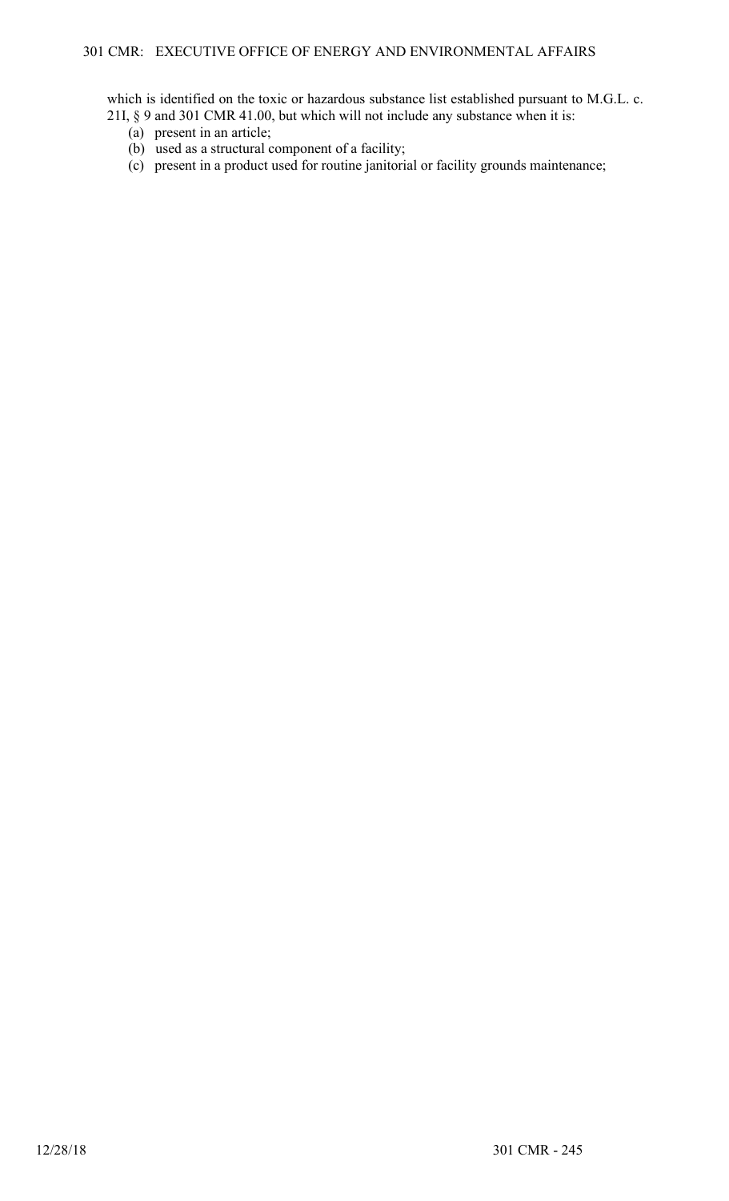which is identified on the toxic or hazardous substance list established pursuant to M.G.L. c. 21I, § 9 and 301 CMR 41.00, but which will not include any substance when it is:

(a) present in an article;
(b) used as a structural component of a facility;
(c) present in a product used for routine janitorial or facility grounds maintenance;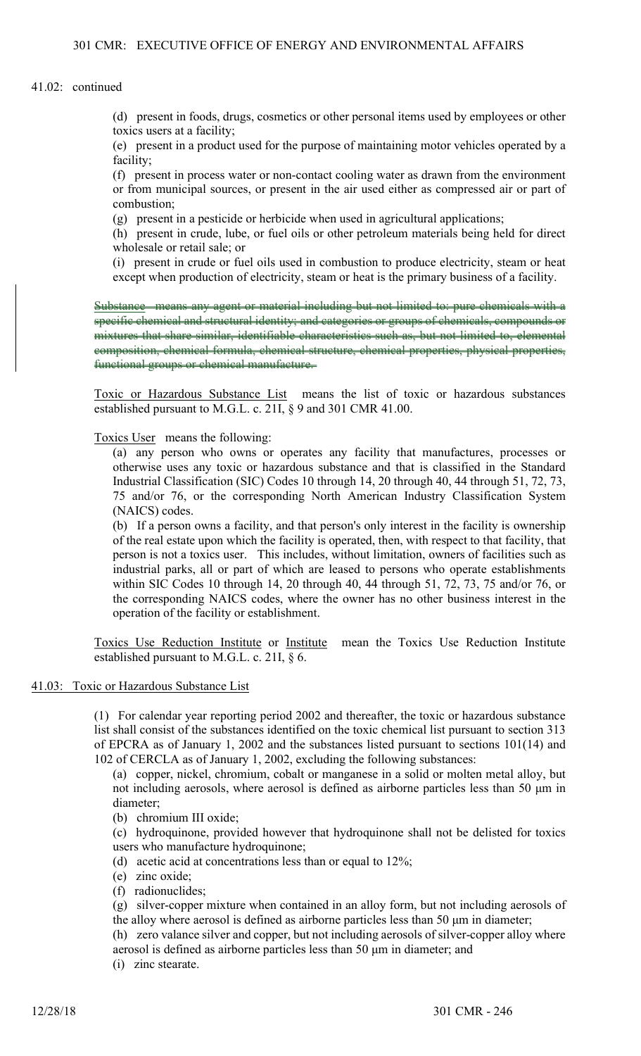41.02: continued

(d) present in foods, drugs, cosmetics or other personal items used by employees or other toxics users at a facility;

(e) present in a product used for the purpose of maintaining motor vehicles operated by a facility;

(f) present in process water or non-contact cooling water as drawn from the environment or from municipal sources, or present in the air used either as compressed air or part of combustion;

(g) present in a pesticide or herbicide when used in agricultural applications;

(h) present in crude, lube, or fuel oils or other petroleum materials being held for direct wholesale or retail sale; or

(i) present in crude or fuel oils used in combustion to produce electricity, steam or heat except when production of electricity, steam or heat is the primary business of a facility.

~~Substance means any agent or material including but not limited to: pure chemicals with a specific chemical and structural identity; and categories or groups of chemicals, compounds or mixtures that share similar, identifiable characteristics such as, but not limited to, elemental composition, chemical formula, chemical structure, chemical properties, physical properties, functional groups or chemical manufacture.~~

Toxic or Hazardous Substance List means the list of toxic or hazardous substances established pursuant to M.G.L. c. 21I, § 9 and 301 CMR 41.00.

Toxics User means the following:

(a) any person who owns or operates any facility that manufactures, processes or otherwise uses any toxic or hazardous substance and that is classified in the Standard Industrial Classification (SIC) Codes 10 through 14, 20 through 40, 44 through 51, 72, 73, 75 and/or 76, or the corresponding North American Industry Classification System (NAICS) codes.

(b) If a person owns a facility, and that person's only interest in the facility is ownership of the real estate upon which the facility is operated, then, with respect to that facility, that person is not a toxics user. This includes, without limitation, owners of facilities such as industrial parks, all or part of which are leased to persons who operate establishments within SIC Codes 10 through 14, 20 through 40, 44 through 51, 72, 73, 75 and/or 76, or the corresponding NAICS codes, where the owner has no other business interest in the operation of the facility or establishment.

Toxics Use Reduction Institute or Institute mean the Toxics Use Reduction Institute established pursuant to M.G.L. c. 21I, § 6.

## 41.03: Toxic or Hazardous Substance List

(1) For calendar year reporting period 2002 and thereafter, the toxic or hazardous substance list shall consist of the substances identified on the toxic chemical list pursuant to section 313 of EPCRA as of January 1, 2002 and the substances listed pursuant to sections 101(14) and 102 of CERCLA as of January 1, 2002, excluding the following substances:

(a) copper, nickel, chromium, cobalt or manganese in a solid or molten metal alloy, but not including aerosols, where aerosol is defined as airborne particles less than 50 μm in diameter;

(b) chromium III oxide;

(c) hydroquinone, provided however that hydroquinone shall not be delisted for toxics users who manufacture hydroquinone;

(d) acetic acid at concentrations less than or equal to 12%;

(e) zinc oxide;

(f) radionuclides;

(g) silver-copper mixture when contained in an alloy form, but not including aerosols of the alloy where aerosol is defined as airborne particles less than 50 μm in diameter;

(h) zero valance silver and copper, but not including aerosols of silver-copper alloy where aerosol is defined as airborne particles less than 50 μm in diameter; and

(i) zinc stearate.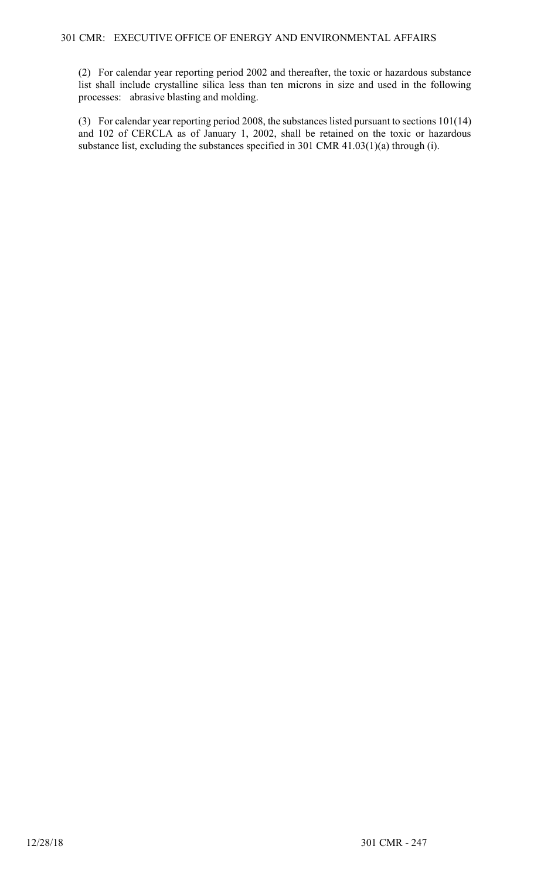(2) For calendar year reporting period 2002 and thereafter, the toxic or hazardous substance list shall include crystalline silica less than ten microns in size and used in the following processes: abrasive blasting and molding.

(3) For calendar year reporting period 2008, the substances listed pursuant to sections 101(14) and 102 of CERCLA as of January 1, 2002, shall be retained on the toxic or hazardous substance list, excluding the substances specified in 301 CMR 41.03(1)(a) through (i).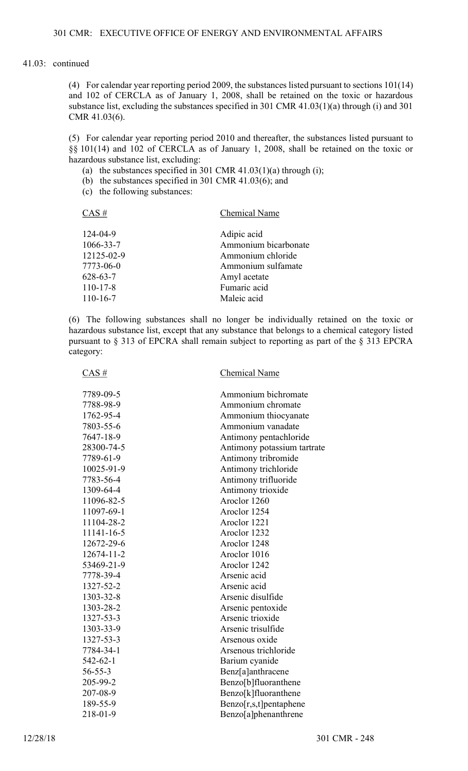41.03: continued

(4) For calendar year reporting period 2009, the substances listed pursuant to sections 101(14) and 102 of CERCLA as of January 1, 2008, shall be retained on the toxic or hazardous substance list, excluding the substances specified in 301 CMR 41.03(1)(a) through (i) and 301 CMR 41.03(6).

(5) For calendar year reporting period 2010 and thereafter, the substances listed pursuant to §§ 101(14) and 102 of CERCLA as of January 1, 2008, shall be retained on the toxic or hazardous substance list, excluding:

(a) the substances specified in 301 CMR 41.03(1)(a) through (i);
(b) the substances specified in 301 CMR 41.03(6); and
(c) the following substances:

| CAS # | Chemical Name |
|---|---|
| 124-04-9 | Adipic acid |
| 1066-33-7 | Ammonium bicarbonate |
| 12125-02-9 | Ammonium chloride |
| 7773-06-0 | Ammonium sulfamate |
| 628-63-7 | Amyl acetate |
| 110-17-8 | Fumaric acid |
| 110-16-7 | Maleic acid |

(6) The following substances shall no longer be individually retained on the toxic or hazardous substance list, except that any substance that belongs to a chemical category listed pursuant to § 313 of EPCRA shall remain subject to reporting as part of the § 313 EPCRA category:

| CAS # | Chemical Name |
|---|---|
| 7789-09-5 | Ammonium bichromate |
| 7788-98-9 | Ammonium chromate |
| 1762-95-4 | Ammonium thiocyanate |
| 7803-55-6 | Ammonium vanadate |
| 7647-18-9 | Antimony pentachloride |
| 28300-74-5 | Antimony potassium tartrate |
| 7789-61-9 | Antimony tribromide |
| 10025-91-9 | Antimony trichloride |
| 7783-56-4 | Antimony trifluoride |
| 1309-64-4 | Antimony trioxide |
| 11096-82-5 | Aroclor 1260 |
| 11097-69-1 | Aroclor 1254 |
| 11104-28-2 | Aroclor 1221 |
| 11141-16-5 | Aroclor 1232 |
| 12672-29-6 | Aroclor 1248 |
| 12674-11-2 | Aroclor 1016 |
| 53469-21-9 | Aroclor 1242 |
| 7778-39-4 | Arsenic acid |
| 1327-52-2 | Arsenic acid |
| 1303-32-8 | Arsenic disulfide |
| 1303-28-2 | Arsenic pentoxide |
| 1327-53-3 | Arsenic trioxide |
| 1303-33-9 | Arsenic trisulfide |
| 1327-53-3 | Arsenous oxide |
| 7784-34-1 | Arsenous trichloride |
| 542-62-1 | Barium cyanide |
| 56-55-3 | Benz[a]anthracene |
| 205-99-2 | Benzo[b]fluoranthene |
| 207-08-9 | Benzo[k]fluoranthene |
| 189-55-9 | Benzo[r,s,t]pentaphene |
| 218-01-9 | Benzo[a]phenanthrene |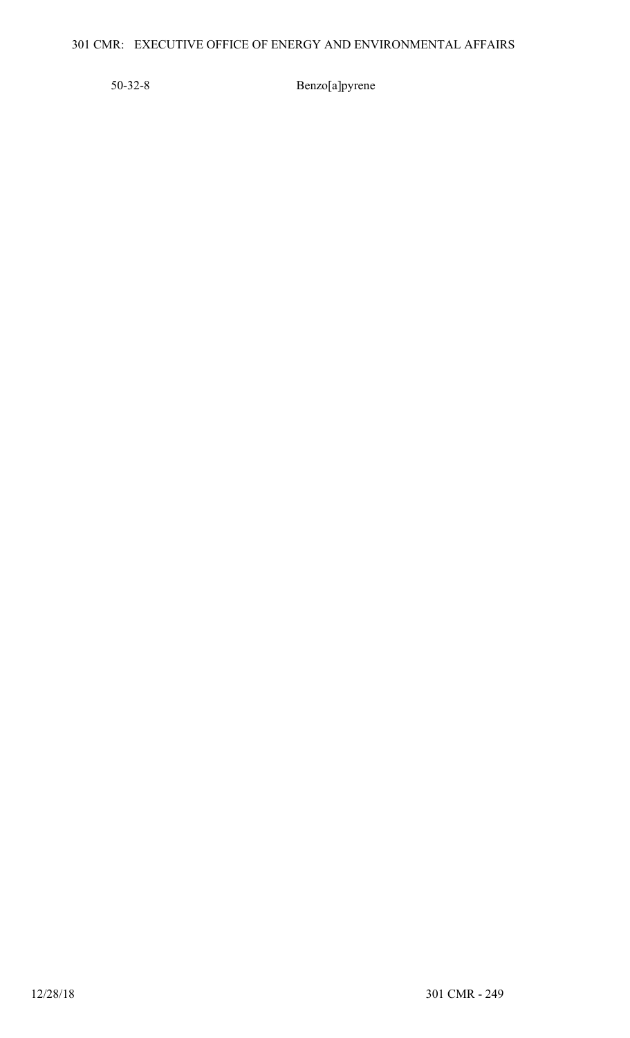| | |
|---|---|
| 50-32-8 | Benzo[a]pyrene |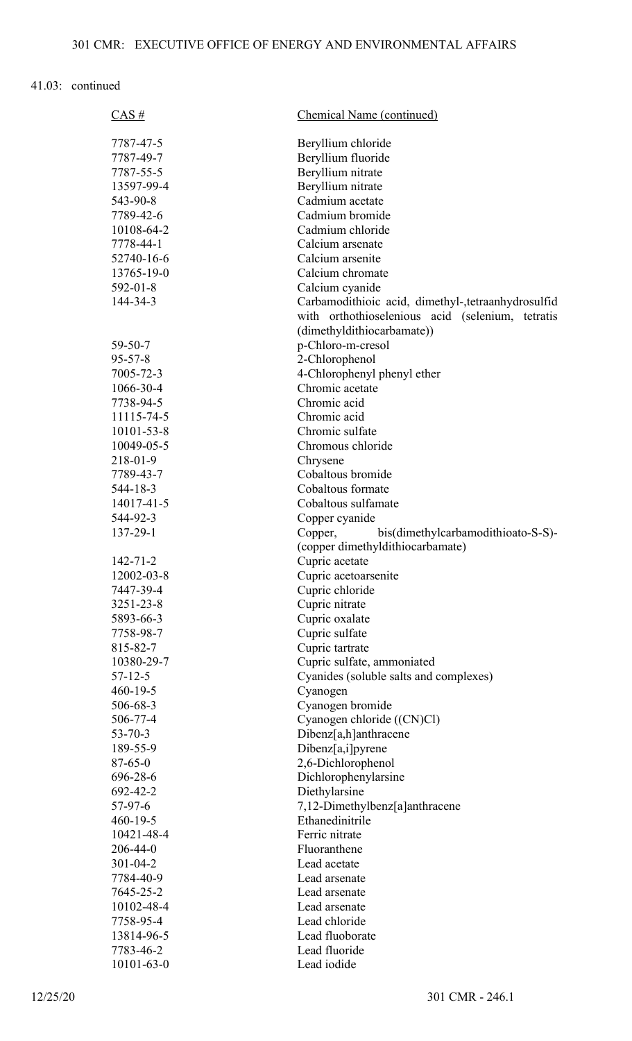41.03: continued

| CAS # | Chemical Name (continued) |
|---|---|
| 7787-47-5 | Beryllium chloride |
| 7787-49-7 | Beryllium fluoride |
| 7787-55-5 | Beryllium nitrate |
| 13597-99-4 | Beryllium nitrate |
| 543-90-8 | Cadmium acetate |
| 7789-42-6 | Cadmium bromide |
| 10108-64-2 | Cadmium chloride |
| 7778-44-1 | Calcium arsenate |
| 52740-16-6 | Calcium arsenite |
| 13765-19-0 | Calcium chromate |
| 592-01-8 | Calcium cyanide |
| 144-34-3 | Carbamodithioic acid, dimethyl-,tetraanhydrosulfid with orthothioselenious acid (selenium, tetratis (dimethyldithiocarbamate)) |
| 59-50-7 | p-Chloro-m-cresol |
| 95-57-8 | 2-Chlorophenol |
| 7005-72-3 | 4-Chlorophenyl phenyl ether |
| 1066-30-4 | Chromic acetate |
| 7738-94-5 | Chromic acid |
| 11115-74-5 | Chromic acid |
| 10101-53-8 | Chromic sulfate |
| 10049-05-5 | Chromous chloride |
| 218-01-9 | Chrysene |
| 7789-43-7 | Cobaltous bromide |
| 544-18-3 | Cobaltous formate |
| 14017-41-5 | Cobaltous sulfamate |
| 544-92-3 | Copper cyanide |
| 137-29-1 | Copper, bis(dimethylcarbamodithioato-S-S)-(copper dimethyldithiocarbamate) |
| 142-71-2 | Cupric acetate |
| 12002-03-8 | Cupric acetoarsenite |
| 7447-39-4 | Cupric chloride |
| 3251-23-8 | Cupric nitrate |
| 5893-66-3 | Cupric oxalate |
| 7758-98-7 | Cupric sulfate |
| 815-82-7 | Cupric tartrate |
| 10380-29-7 | Cupric sulfate, ammoniated |
| 57-12-5 | Cyanides (soluble salts and complexes) |
| 460-19-5 | Cyanogen |
| 506-68-3 | Cyanogen bromide |
| 506-77-4 | Cyanogen chloride ((CN)Cl) |
| 53-70-3 | Dibenz[a,h]anthracene |
| 189-55-9 | Dibenz[a,i]pyrene |
| 87-65-0 | 2,6-Dichlorophenol |
| 696-28-6 | Dichlorophenylarsine |
| 692-42-2 | Diethylarsine |
| 57-97-6 | 7,12-Dimethylbenz[a]anthracene |
| 460-19-5 | Ethanedinitrile |
| 10421-48-4 | Ferric nitrate |
| 206-44-0 | Fluoranthene |
| 301-04-2 | Lead acetate |
| 7784-40-9 | Lead arsenate |
| 7645-25-2 | Lead arsenate |
| 10102-48-4 | Lead arsenate |
| 7758-95-4 | Lead chloride |
| 13814-96-5 | Lead fluoborate |
| 7783-46-2 | Lead fluoride |
| 10101-63-0 | Lead iodide |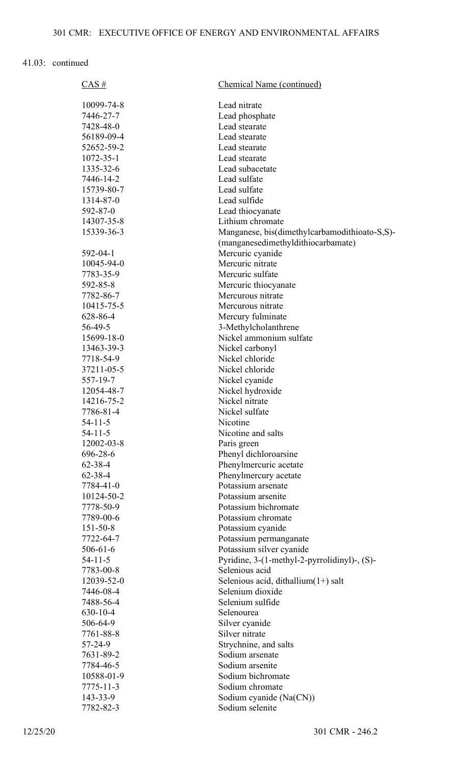41.03: continued

| CAS # | Chemical Name (continued) |
|---|---|
| 10099-74-8 | Lead nitrate |
| 7446-27-7 | Lead phosphate |
| 7428-48-0 | Lead stearate |
| 56189-09-4 | Lead stearate |
| 52652-59-2 | Lead stearate |
| 1072-35-1 | Lead stearate |
| 1335-32-6 | Lead subacetate |
| 7446-14-2 | Lead sulfate |
| 15739-80-7 | Lead sulfate |
| 1314-87-0 | Lead sulfide |
| 592-87-0 | Lead thiocyanate |
| 14307-35-8 | Lithium chromate |
| 15339-36-3 | Manganese, bis(dimethylcarbamodithioato-S,S)- (manganesedimethyldithiocarbamate) |
| 592-04-1 | Mercuric cyanide |
| 10045-94-0 | Mercuric nitrate |
| 7783-35-9 | Mercuric sulfate |
| 592-85-8 | Mercuric thiocyanate |
| 7782-86-7 | Mercurous nitrate |
| 10415-75-5 | Mercurous nitrate |
| 628-86-4 | Mercury fulminate |
| 56-49-5 | 3-Methylcholanthrene |
| 15699-18-0 | Nickel ammonium sulfate |
| 13463-39-3 | Nickel carbonyl |
| 7718-54-9 | Nickel chloride |
| 37211-05-5 | Nickel chloride |
| 557-19-7 | Nickel cyanide |
| 12054-48-7 | Nickel hydroxide |
| 14216-75-2 | Nickel nitrate |
| 7786-81-4 | Nickel sulfate |
| 54-11-5 | Nicotine |
| 54-11-5 | Nicotine and salts |
| 12002-03-8 | Paris green |
| 696-28-6 | Phenyl dichloroarsine |
| 62-38-4 | Phenylmercuric acetate |
| 62-38-4 | Phenylmercury acetate |
| 7784-41-0 | Potassium arsenate |
| 10124-50-2 | Potassium arsenite |
| 7778-50-9 | Potassium bichromate |
| 7789-00-6 | Potassium chromate |
| 151-50-8 | Potassium cyanide |
| 7722-64-7 | Potassium permanganate |
| 506-61-6 | Potassium silver cyanide |
| 54-11-5 | Pyridine, 3-(1-methyl-2-pyrrolidinyl)-, (S)- |
| 7783-00-8 | Selenious acid |
| 12039-52-0 | Selenious acid, dithallium(1+) salt |
| 7446-08-4 | Selenium dioxide |
| 7488-56-4 | Selenium sulfide |
| 630-10-4 | Selenourea |
| 506-64-9 | Silver cyanide |
| 7761-88-8 | Silver nitrate |
| 57-24-9 | Strychnine, and salts |
| 7631-89-2 | Sodium arsenate |
| 7784-46-5 | Sodium arsenite |
| 10588-01-9 | Sodium bichromate |
| 7775-11-3 | Sodium chromate |
| 143-33-9 | Sodium cyanide (Na(CN)) |
| 7782-82-3 | Sodium selenite |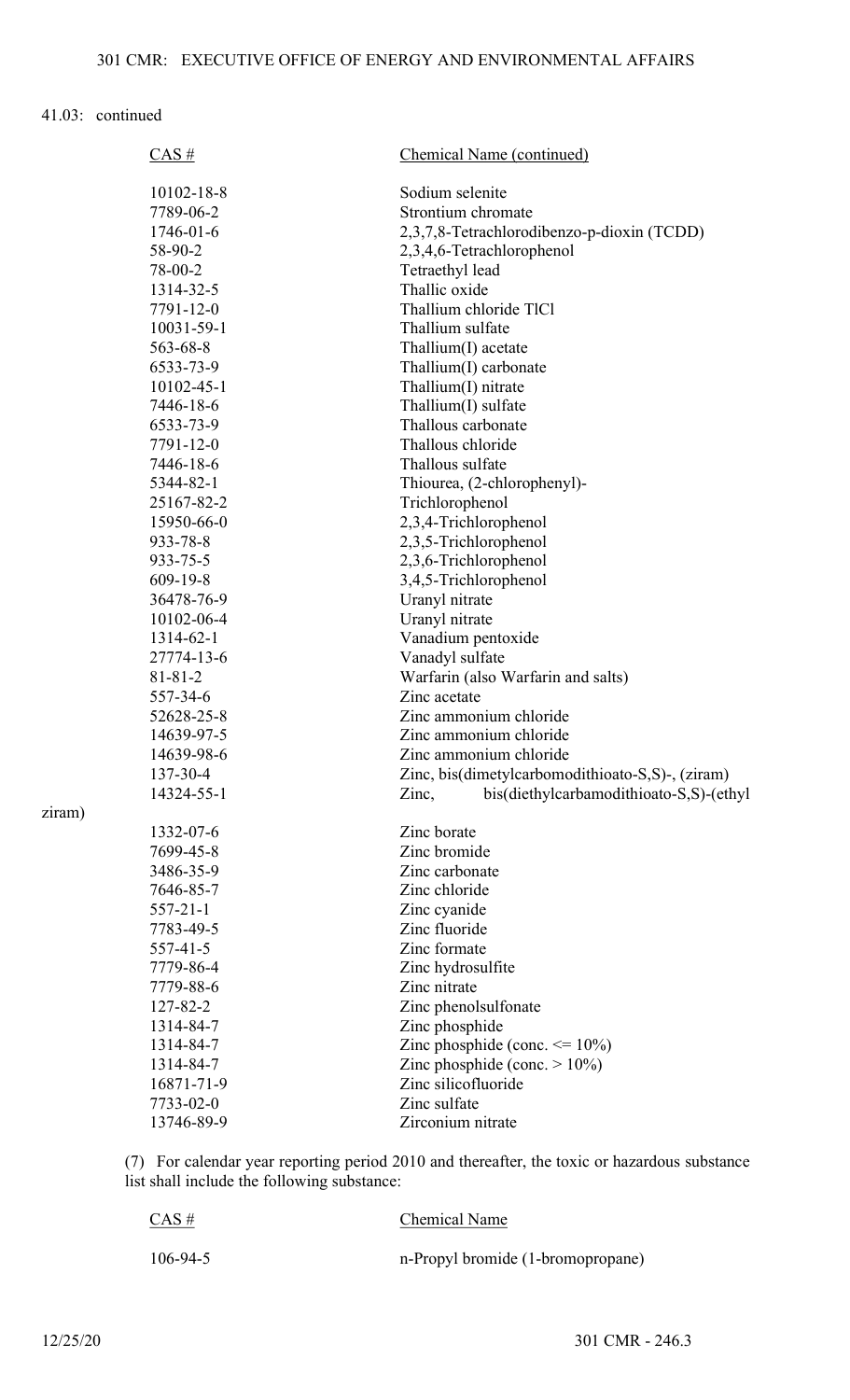41.03: continued

| CAS # | Chemical Name (continued) |
|---|---|
| 10102-18-8 | Sodium selenite |
| 7789-06-2 | Strontium chromate |
| 1746-01-6 | 2,3,7,8-Tetrachlorodibenzo-p-dioxin (TCDD) |
| 58-90-2 | 2,3,4,6-Tetrachlorophenol |
| 78-00-2 | Tetraethyl lead |
| 1314-32-5 | Thallic oxide |
| 7791-12-0 | Thallium chloride TlCl |
| 10031-59-1 | Thallium sulfate |
| 563-68-8 | Thallium(I) acetate |
| 6533-73-9 | Thallium(I) carbonate |
| 10102-45-1 | Thallium(I) nitrate |
| 7446-18-6 | Thallium(I) sulfate |
| 6533-73-9 | Thallous carbonate |
| 7791-12-0 | Thallous chloride |
| 7446-18-6 | Thallous sulfate |
| 5344-82-1 | Thiourea, (2-chlorophenyl)- |
| 25167-82-2 | Trichlorophenol |
| 15950-66-0 | 2,3,4-Trichlorophenol |
| 933-78-8 | 2,3,5-Trichlorophenol |
| 933-75-5 | 2,3,6-Trichlorophenol |
| 609-19-8 | 3,4,5-Trichlorophenol |
| 36478-76-9 | Uranyl nitrate |
| 10102-06-4 | Uranyl nitrate |
| 1314-62-1 | Vanadium pentoxide |
| 27774-13-6 | Vanadyl sulfate |
| 81-81-2 | Warfarin (also Warfarin and salts) |
| 557-34-6 | Zinc acetate |
| 52628-25-8 | Zinc ammonium chloride |
| 14639-97-5 | Zinc ammonium chloride |
| 14639-98-6 | Zinc ammonium chloride |
| 137-30-4 | Zinc, bis(dimetylcarbomodithioato-S,S)-, (ziram) |
| 14324-55-1 | Zinc, bis(diethylcarbamodithioato-S,S)-(ethyl ziram) |
| 1332-07-6 | Zinc borate |
| 7699-45-8 | Zinc bromide |
| 3486-35-9 | Zinc carbonate |
| 7646-85-7 | Zinc chloride |
| 557-21-1 | Zinc cyanide |
| 7783-49-5 | Zinc fluoride |
| 557-41-5 | Zinc formate |
| 7779-86-4 | Zinc hydrosulfite |
| 7779-88-6 | Zinc nitrate |
| 127-82-2 | Zinc phenolsulfonate |
| 1314-84-7 | Zinc phosphide |
| 1314-84-7 | Zinc phosphide (conc. <= 10%) |
| 1314-84-7 | Zinc phosphide (conc. > 10%) |
| 16871-71-9 | Zinc silicofluoride |
| 7733-02-0 | Zinc sulfate |
| 13746-89-9 | Zirconium nitrate |

(7) For calendar year reporting period 2010 and thereafter, the toxic or hazardous substance list shall include the following substance:

| CAS # | Chemical Name |
|---|---|
| 106-94-5 | n-Propyl bromide (1-bromopropane) |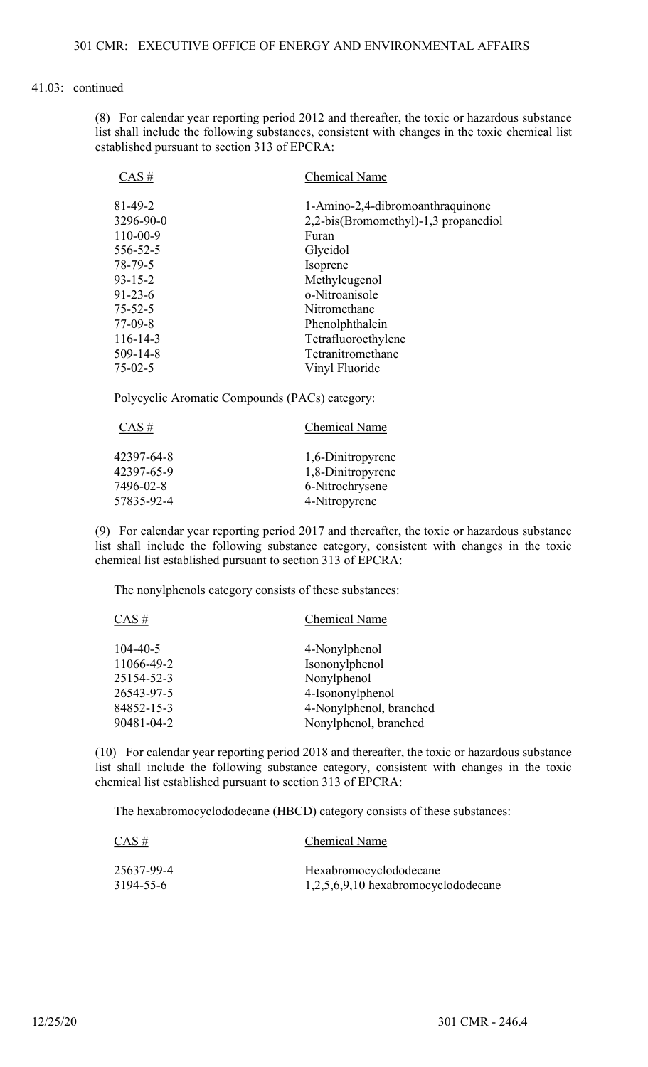41.03: continued

(8) For calendar year reporting period 2012 and thereafter, the toxic or hazardous substance list shall include the following substances, consistent with changes in the toxic chemical list established pursuant to section 313 of EPCRA:

| CAS # | Chemical Name |
|---|---|
| 81-49-2 | 1-Amino-2,4-dibromoanthraquinone |
| 3296-90-0 | 2,2-bis(Bromomethyl)-1,3 propanediol |
| 110-00-9 | Furan |
| 556-52-5 | Glycidol |
| 78-79-5 | Isoprene |
| 93-15-2 | Methyleugenol |
| 91-23-6 | o-Nitroanisole |
| 75-52-5 | Nitromethane |
| 77-09-8 | Phenolphthalein |
| 116-14-3 | Tetrafluoroethylene |
| 509-14-8 | Tetranitromethane |
| 75-02-5 | Vinyl Fluoride |

Polycyclic Aromatic Compounds (PACs) category:

| CAS # | Chemical Name |
|---|---|
| 42397-64-8 | 1,6-Dinitropyrene |
| 42397-65-9 | 1,8-Dinitropyrene |
| 7496-02-8 | 6-Nitrochrysene |
| 57835-92-4 | 4-Nitropyrene |

(9) For calendar year reporting period 2017 and thereafter, the toxic or hazardous substance list shall include the following substance category, consistent with changes in the toxic chemical list established pursuant to section 313 of EPCRA:

The nonylphenols category consists of these substances:

| CAS # | Chemical Name |
|---|---|
| 104-40-5 | 4-Nonylphenol |
| 11066-49-2 | Isononylphenol |
| 25154-52-3 | Nonylphenol |
| 26543-97-5 | 4-Isononylphenol |
| 84852-15-3 | 4-Nonylphenol, branched |
| 90481-04-2 | Nonylphenol, branched |

(10) For calendar year reporting period 2018 and thereafter, the toxic or hazardous substance list shall include the following substance category, consistent with changes in the toxic chemical list established pursuant to section 313 of EPCRA:

The hexabromocyclododecane (HBCD) category consists of these substances:

| CAS # | Chemical Name |
|---|---|
| 25637-99-4 | Hexabromocyclododecane |
| 3194-55-6 | 1,2,5,6,9,10 hexabromocyclododecane |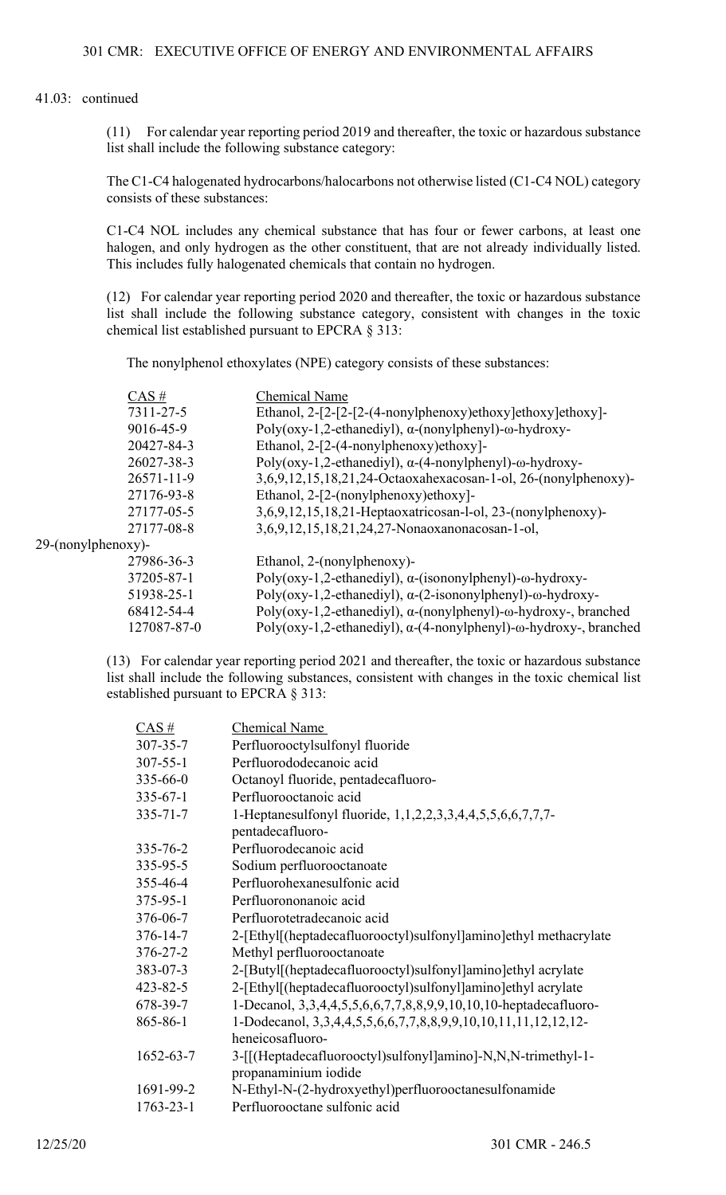41.03: continued

(11) For calendar year reporting period 2019 and thereafter, the toxic or hazardous substance list shall include the following substance category:

The C1-C4 halogenated hydrocarbons/halocarbons not otherwise listed (C1-C4 NOL) category consists of these substances:

C1-C4 NOL includes any chemical substance that has four or fewer carbons, at least one halogen, and only hydrogen as the other constituent, that are not already individually listed. This includes fully halogenated chemicals that contain no hydrogen.

(12) For calendar year reporting period 2020 and thereafter, the toxic or hazardous substance list shall include the following substance category, consistent with changes in the toxic chemical list established pursuant to EPCRA § 313:

The nonylphenol ethoxylates (NPE) category consists of these substances:

| CAS # | Chemical Name |
| --- | --- |
| 7311-27-5 | Ethanol, 2-[2-[2-[2-(4-nonylphenoxy)ethoxy]ethoxy]ethoxy]- |
| 9016-45-9 | Poly(oxy-1,2-ethanediyl), α-(nonylphenyl)-ω-hydroxy- |
| 20427-84-3 | Ethanol, 2-[2-(4-nonylphenoxy)ethoxy]- |
| 26027-38-3 | Poly(oxy-1,2-ethanediyl), α-(4-nonylphenyl)-ω-hydroxy- |
| 26571-11-9 | 3,6,9,12,15,18,21,24-Octaoxahexacosan-1-ol, 26-(nonylphenoxy)- |
| 27176-93-8 | Ethanol, 2-[2-(nonylphenoxy)ethoxy]- |
| 27177-05-5 | 3,6,9,12,15,18,21-Heptaoxatricosan-l-ol, 23-(nonylphenoxy)- |
| 27177-08-8 | 3,6,9,12,15,18,21,24,27-Nonaoxanonacosan-1-ol, 29-(nonylphenoxy)- |
| 27986-36-3 | Ethanol, 2-(nonylphenoxy)- |
| 37205-87-1 | Poly(oxy-1,2-ethanediyl), α-(isononylphenyl)-ω-hydroxy- |
| 51938-25-1 | Poly(oxy-1,2-ethanediyl), α-(2-isononylphenyl)-ω-hydroxy- |
| 68412-54-4 | Poly(oxy-1,2-ethanediyl), α-(nonylphenyl)-ω-hydroxy-, branched |
| 127087-87-0 | Poly(oxy-1,2-ethanediyl), α-(4-nonylphenyl)-ω-hydroxy-, branched |

(13) For calendar year reporting period 2021 and thereafter, the toxic or hazardous substance list shall include the following substances, consistent with changes in the toxic chemical list established pursuant to EPCRA § 313:

| CAS # | Chemical Name |
| --- | --- |
| 307-35-7 | Perfluorooctylsulfonyl fluoride |
| 307-55-1 | Perfluorododecanoic acid |
| 335-66-0 | Octanoyl fluoride, pentadecafluoro- |
| 335-67-1 | Perfluorooctanoic acid |
| 335-71-7 | 1-Heptanesulfonyl fluoride, 1,1,2,2,3,3,4,4,5,5,6,6,7,7,7-pentadecafluoro- |
| 335-76-2 | Perfluorodecanoic acid |
| 335-95-5 | Sodium perfluorooctanoate |
| 355-46-4 | Perfluorohexanesulfonic acid |
| 375-95-1 | Perfluorononanoic acid |
| 376-06-7 | Perfluorotetradecanoic acid |
| 376-14-7 | 2-[Ethyl[(heptadecafluorooctyl)sulfonyl]amino]ethyl methacrylate |
| 376-27-2 | Methyl perfluorooctanoate |
| 383-07-3 | 2-[Butyl[(heptadecafluorooctyl)sulfonyl]amino]ethyl acrylate |
| 423-82-5 | 2-[Ethyl[(heptadecafluorooctyl)sulfonyl]amino]ethyl acrylate |
| 678-39-7 | 1-Decanol, 3,3,4,4,5,5,6,6,7,7,8,8,9,9,10,10,10-heptadecafluoro- |
| 865-86-1 | 1-Dodecanol, 3,3,4,4,5,5,6,6,7,7,8,8,9,9,10,10,11,11,12,12,12-heneicosafluoro- |
| 1652-63-7 | 3-[[(Heptadecafluorooctyl)sulfonyl]amino]-N,N,N-trimethyl-1-propanaminium iodide |
| 1691-99-2 | N-Ethyl-N-(2-hydroxyethyl)perfluorooctanesulfonamide |
| 1763-23-1 | Perfluorooctane sulfonic acid |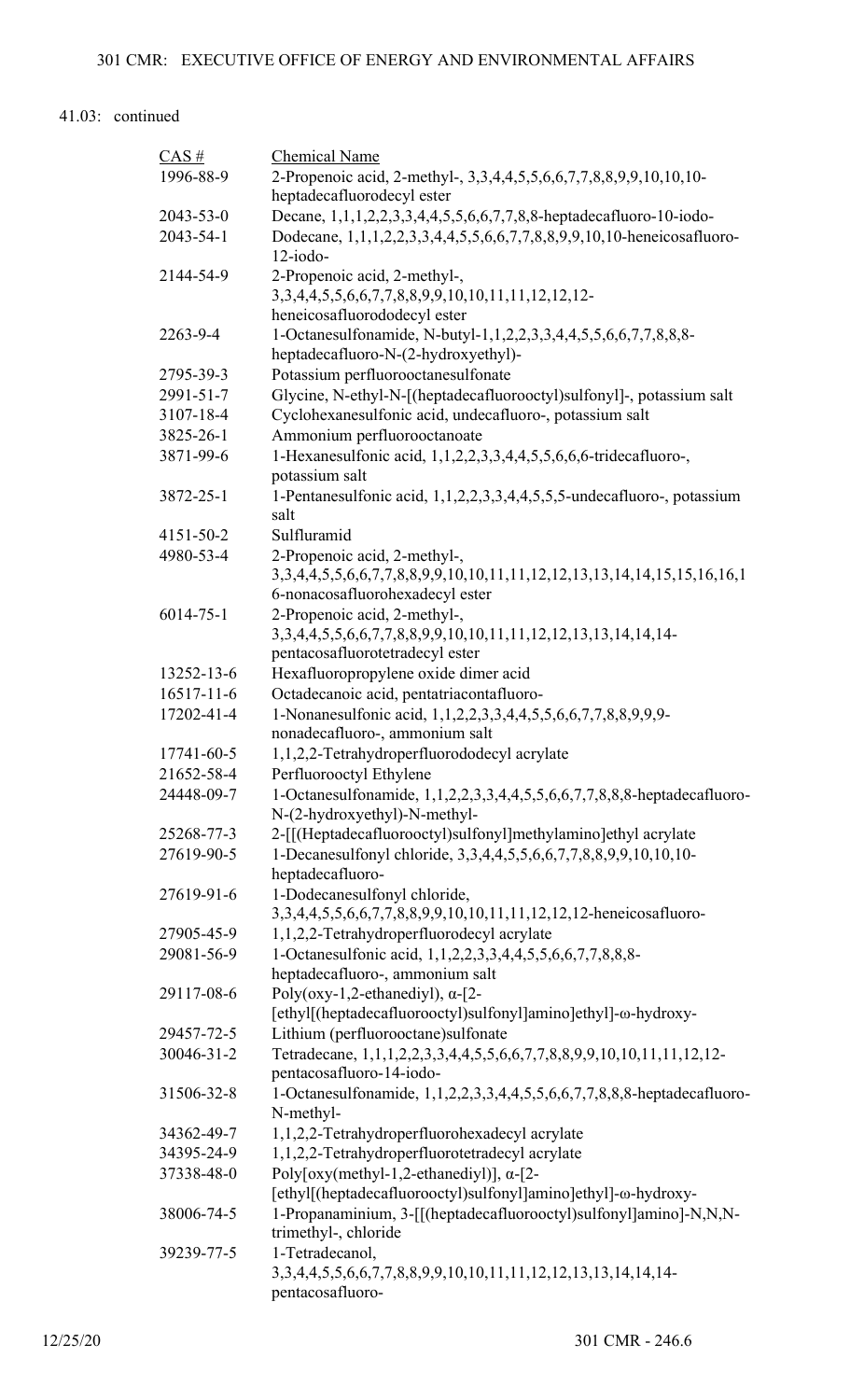41.03: continued

| CAS # | Chemical Name |
|---|---|
| 1996-88-9 | 2-Propenoic acid, 2-methyl-, 3,3,4,4,5,5,6,6,7,7,8,8,9,9,10,10,10-heptadecafluorodecyl ester |
| 2043-53-0 | Decane, 1,1,1,2,2,3,3,4,4,5,5,6,6,7,7,8,8-heptadecafluoro-10-iodo- |
| 2043-54-1 | Dodecane, 1,1,1,2,2,3,3,4,4,5,5,6,6,7,7,8,8,9,9,10,10-heneicosafluoro-12-iodo- |
| 2144-54-9 | 2-Propenoic acid, 2-methyl-, 3,3,4,4,5,5,6,6,7,7,8,8,9,9,10,10,11,11,12,12,12-heneicosafluorododecyl ester |
| 2263-9-4 | 1-Octanesulfonamide, N-butyl-1,1,2,2,3,3,4,4,5,5,6,6,7,7,8,8,8-heptadecafluoro-N-(2-hydroxyethyl)- |
| 2795-39-3 | Potassium perfluorooctanesulfonate |
| 2991-51-7 | Glycine, N-ethyl-N-[(heptadecafluorooctyl)sulfonyl]-, potassium salt |
| 3107-18-4 | Cyclohexanesulfonic acid, undecafluoro-, potassium salt |
| 3825-26-1 | Ammonium perfluorooctanoate |
| 3871-99-6 | 1-Hexanesulfonic acid, 1,1,2,2,3,3,4,4,5,5,6,6,6-tridecafluoro-, potassium salt |
| 3872-25-1 | 1-Pentanesulfonic acid, 1,1,2,2,3,3,4,4,5,5,5-undecafluoro-, potassium salt |
| 4151-50-2 | Sulfluramid |
| 4980-53-4 | 2-Propenoic acid, 2-methyl-, 3,3,4,4,5,5,6,6,7,7,8,8,9,9,10,10,11,11,12,12,13,13,14,14,15,15,16,16,16-nonacosafluorohexadecyl ester |
| 6014-75-1 | 2-Propenoic acid, 2-methyl-, 3,3,4,4,5,5,6,6,7,7,8,8,9,9,10,10,11,11,12,12,13,13,14,14,14-pentacosafluorotetradecyl ester |
| 13252-13-6 | Hexafluoropropylene oxide dimer acid |
| 16517-11-6 | Octadecanoic acid, pentatriacontafluoro- |
| 17202-41-4 | 1-Nonanesulfonic acid, 1,1,2,2,3,3,4,4,5,5,6,6,7,7,8,8,9,9,9-nonadecafluoro-, ammonium salt |
| 17741-60-5 | 1,1,2,2-Tetrahydroperfluorododecyl acrylate |
| 21652-58-4 | Perfluorooctyl Ethylene |
| 24448-09-7 | 1-Octanesulfonamide, 1,1,2,2,3,3,4,4,5,5,6,6,7,7,8,8,8-heptadecafluoro-N-(2-hydroxyethyl)-N-methyl- |
| 25268-77-3 | 2-[[(Heptadecafluorooctyl)sulfonyl]methylamino]ethyl acrylate |
| 27619-90-5 | 1-Decanesulfonyl chloride, 3,3,4,4,5,5,6,6,7,7,8,8,9,9,10,10,10-heptadecafluoro- |
| 27619-91-6 | 1-Dodecanesulfonyl chloride, 3,3,4,4,5,5,6,6,7,7,8,8,9,9,10,10,11,11,12,12,12-heneicosafluoro- |
| 27905-45-9 | 1,1,2,2-Tetrahydroperfluorodecyl acrylate |
| 29081-56-9 | 1-Octanesulfonic acid, 1,1,2,2,3,3,4,4,5,5,6,6,7,7,8,8,8-heptadecafluoro-, ammonium salt |
| 29117-08-6 | Poly(oxy-1,2-ethanediyl), α-[2-[ethyl[(heptadecafluorooctyl)sulfonyl]amino]ethyl]-ω-hydroxy- |
| 29457-72-5 | Lithium (perfluorooctane)sulfonate |
| 30046-31-2 | Tetradecane, 1,1,1,2,2,3,3,4,4,5,5,6,6,7,7,8,8,9,9,10,10,11,11,12,12-pentacosafluoro-14-iodo- |
| 31506-32-8 | 1-Octanesulfonamide, 1,1,2,2,3,3,4,4,5,5,6,6,7,7,8,8,8-heptadecafluoro-N-methyl- |
| 34362-49-7 | 1,1,2,2-Tetrahydroperfluorohexadecyl acrylate |
| 34395-24-9 | 1,1,2,2-Tetrahydroperfluorotetradecyl acrylate |
| 37338-48-0 | Poly[oxy(methyl-1,2-ethanediyl)], α-[2-[ethyl[(heptadecafluorooctyl)sulfonyl]amino]ethyl]-ω-hydroxy- |
| 38006-74-5 | 1-Propanaminium, 3-[[(heptadecafluorooctyl)sulfonyl]amino]-N,N,N-trimethyl-, chloride |
| 39239-77-5 | 1-Tetradecanol, 3,3,4,4,5,5,6,6,7,7,8,8,9,9,10,10,11,11,12,12,13,13,14,14,14-pentacosafluoro- |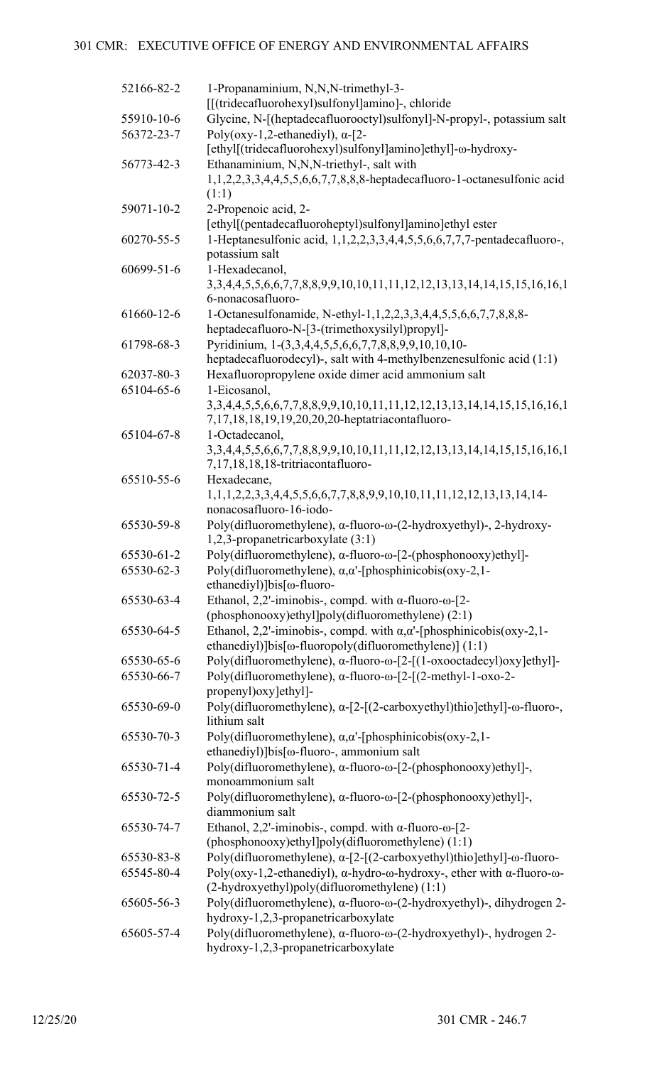| | |
|---|---|
| 52166-82-2 | 1-Propanaminium, N,N,N-trimethyl-3-[[(tridecafluorohexyl)sulfonyl]amino]-, chloride |
| 55910-10-6 | Glycine, N-[(heptadecafluorooctyl)sulfonyl]-N-propyl-, potassium salt |
| 56372-23-7 | Poly(oxy-1,2-ethanediyl), α-[2-[ethyl[(tridecafluorohexyl)sulfonyl]amino]ethyl]-ω-hydroxy- |
| 56773-42-3 | Ethanaminium, N,N,N-triethyl-, salt with 1,1,2,2,3,3,4,4,5,5,6,6,7,7,8,8,8-heptadecafluoro-1-octanesulfonic acid (1:1) |
| 59071-10-2 | 2-Propenoic acid, 2-[ethyl[(pentadecafluoroheptyl)sulfonyl]amino]ethyl ester |
| 60270-55-5 | 1-Heptanesulfonic acid, 1,1,2,2,3,3,4,4,5,5,6,6,7,7,7-pentadecafluoro-, potassium salt |
| 60699-51-6 | 1-Hexadecanol, 3,3,4,4,5,5,6,6,7,7,8,8,9,9,10,10,11,11,12,12,13,13,14,14,15,15,16,16,16-nonacosafluoro- |
| 61660-12-6 | 1-Octanesulfonamide, N-ethyl-1,1,2,2,3,3,4,4,5,5,6,6,7,7,8,8,8-heptadecafluoro-N-[3-(trimethoxysilyl)propyl]- |
| 61798-68-3 | Pyridinium, 1-(3,3,4,4,5,5,6,6,7,7,8,8,9,9,10,10,10-heptadecafluorodecyl)-, salt with 4-methylbenzenesulfonic acid (1:1) |
| 62037-80-3 | Hexafluoropropylene oxide dimer acid ammonium salt |
| 65104-65-6 | 1-Eicosanol, 3,3,4,4,5,5,6,6,7,7,8,8,9,9,10,10,11,11,12,12,13,13,14,14,15,15,16,16,17,17,18,18,19,19,20,20,20-heptatriacontafluoro- |
| 65104-67-8 | 1-Octadecanol, 3,3,4,4,5,5,6,6,7,7,8,8,9,9,10,10,11,11,12,12,13,13,14,14,15,15,16,16,17,17,18,18,18-tritriacontafluoro- |
| 65510-55-6 | Hexadecane, 1,1,1,2,2,3,3,4,4,5,5,6,6,7,7,8,8,9,9,10,10,11,11,12,12,13,13,14,14-nonacosafluoro-16-iodo- |
| 65530-59-8 | Poly(difluoromethylene), α-fluoro-ω-(2-hydroxyethyl)-, 2-hydroxy-1,2,3-propanetricarboxylate (3:1) |
| 65530-61-2 | Poly(difluoromethylene), α-fluoro-ω-[2-(phosphonooxy)ethyl]- |
| 65530-62-3 | Poly(difluoromethylene), α,α'-[phosphinicobis(oxy-2,1-ethanediyl)]bis[ω-fluoro- |
| 65530-63-4 | Ethanol, 2,2'-iminobis-, compd. with α-fluoro-ω-[2-(phosphonooxy)ethyl]poly(difluoromethylene) (2:1) |
| 65530-64-5 | Ethanol, 2,2'-iminobis-, compd. with α,α'-[phosphinicobis(oxy-2,1-ethanediyl)]bis[ω-fluoropoly(difluoromethylene)] (1:1) |
| 65530-65-6 | Poly(difluoromethylene), α-fluoro-ω-[2-[(1-oxooctadecyl)oxy]ethyl]- |
| 65530-66-7 | Poly(difluoromethylene), α-fluoro-ω-[2-[(2-methyl-1-oxo-2-propenyl)oxy]ethyl]- |
| 65530-69-0 | Poly(difluoromethylene), α-[2-[(2-carboxyethyl)thio]ethyl]-ω-fluoro-, lithium salt |
| 65530-70-3 | Poly(difluoromethylene), α,α'-[phosphinicobis(oxy-2,1-ethanediyl)]bis[ω-fluoro-, ammonium salt |
| 65530-71-4 | Poly(difluoromethylene), α-fluoro-ω-[2-(phosphonooxy)ethyl]-, monoammonium salt |
| 65530-72-5 | Poly(difluoromethylene), α-fluoro-ω-[2-(phosphonooxy)ethyl]-, diammonium salt |
| 65530-74-7 | Ethanol, 2,2'-iminobis-, compd. with α-fluoro-ω-[2-(phosphonooxy)ethyl]poly(difluoromethylene) (1:1) |
| 65530-83-8 | Poly(difluoromethylene), α-[2-[(2-carboxyethyl)thio]ethyl]-ω-fluoro- |
| 65545-80-4 | Poly(oxy-1,2-ethanediyl), α-hydro-ω-hydroxy-, ether with α-fluoro-ω-(2-hydroxyethyl)poly(difluoromethylene) (1:1) |
| 65605-56-3 | Poly(difluoromethylene), α-fluoro-ω-(2-hydroxyethyl)-, dihydrogen 2-hydroxy-1,2,3-propanetricarboxylate |
| 65605-57-4 | Poly(difluoromethylene), α-fluoro-ω-(2-hydroxyethyl)-, hydrogen 2-hydroxy-1,2,3-propanetricarboxylate |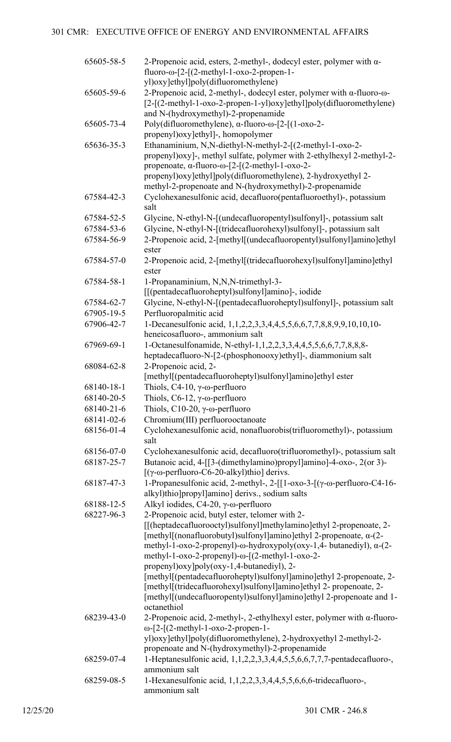| | |
|---|---|
| 65605-58-5 | 2-Propenoic acid, esters, 2-methyl-, dodecyl ester, polymer with α-fluoro-ω-[2-[(2-methyl-1-oxo-2-propen-1-yl)oxy]ethyl]poly(difluoromethylene) |
| 65605-59-6 | 2-Propenoic acid, 2-methyl-, dodecyl ester, polymer with α-fluoro-ω-[2-[(2-methyl-1-oxo-2-propen-1-yl)oxy]ethyl]poly(difluoromethylene) and N-(hydroxymethyl)-2-propenamide |
| 65605-73-4 | Poly(difluoromethylene), α-fluoro-ω-[2-[(1-oxo-2-propenyl)oxy]ethyl]-, homopolymer |
| 65636-35-3 | Ethanaminium, N,N-diethyl-N-methyl-2-[(2-methyl-1-oxo-2-propenyl)oxy]-, methyl sulfate, polymer with 2-ethylhexyl 2-methyl-2-propenoate, α-fluoro-ω-[2-[(2-methyl-1-oxo-2-propenyl)oxy]ethyl]poly(difluoromethylene), 2-hydroxyethyl 2-methyl-2-propenoate and N-(hydroxymethyl)-2-propenamide |
| 67584-42-3 | Cyclohexanesulfonic acid, decafluoro(pentafluoroethyl)-, potassium salt |
| 67584-52-5 | Glycine, N-ethyl-N-[(undecafluoropentyl)sulfonyl]-, potassium salt |
| 67584-53-6 | Glycine, N-ethyl-N-[(tridecafluorohexyl)sulfonyl]-, potassium salt |
| 67584-56-9 | 2-Propenoic acid, 2-[methyl[(undecafluoropentyl)sulfonyl]amino]ethyl ester |
| 67584-57-0 | 2-Propenoic acid, 2-[methyl[(tridecafluorohexyl)sulfonyl]amino]ethyl ester |
| 67584-58-1 | 1-Propanaminium, N,N,N-trimethyl-3-[[(pentadecafluoroheptyl)sulfonyl]amino]-, iodide |
| 67584-62-7 | Glycine, N-ethyl-N-[(pentadecafluoroheptyl)sulfonyl]-, potassium salt |
| 67905-19-5 | Perfluoropalmitic acid |
| 67906-42-7 | 1-Decanesulfonic acid, 1,1,2,2,3,3,4,4,5,5,6,6,7,7,8,8,9,9,10,10,10-heneicosafluoro-, ammonium salt |
| 67969-69-1 | 1-Octanesulfonamide, N-ethyl-1,1,2,2,3,3,4,4,5,5,6,6,7,7,8,8,8-heptadecafluoro-N-[2-(phosphonooxy)ethyl]-, diammonium salt |
| 68084-62-8 | 2-Propenoic acid, 2-[methyl[(pentadecafluoroheptyl)sulfonyl]amino]ethyl ester |
| 68140-18-1 | Thiols, C4-10, γ-ω-perfluoro |
| 68140-20-5 | Thiols, C6-12, γ-ω-perfluoro |
| 68140-21-6 | Thiols, C10-20, γ-ω-perfluoro |
| 68141-02-6 | Chromium(III) perfluorooctanoate |
| 68156-01-4 | Cyclohexanesulfonic acid, nonafluorobis(trifluoromethyl)-, potassium salt |
| 68156-07-0 | Cyclohexanesulfonic acid, decafluoro(trifluoromethyl)-, potassium salt |
| 68187-25-7 | Butanoic acid, 4-[[3-(dimethylamino)propyl]amino]-4-oxo-, 2(or 3)-[(γ-ω-perfluoro-C6-20-alkyl)thio] derivs. |
| 68187-47-3 | 1-Propanesulfonic acid, 2-methyl-, 2-[[1-oxo-3-[(γ-ω-perfluoro-C4-16-alkyl)thio]propyl]amino] derivs., sodium salts |
| 68188-12-5 | Alkyl iodides, C4-20, γ-ω-perfluoro |
| 68227-96-3 | 2-Propenoic acid, butyl ester, telomer with 2-[[(heptadecafluorooctyl)sulfonyl]methylamino]ethyl 2-propenoate, 2-[methyl[(nonafluorobutyl)sulfonyl]amino]ethyl 2-propenoate, α-(2-methyl-1-oxo-2-propenyl)-ω-hydroxypoly(oxy-1,4- butanediyl), α-(2-methyl-1-oxo-2-propenyl)-ω-[(2-methyl-1-oxo-2-propenyl)oxy]poly(oxy-1,4-butanediyl), 2-[methyl[(pentadecafluoroheptyl)sulfonyl]amino]ethyl 2-propenoate, 2-[methyl[(tridecafluorohexyl)sulfonyl]amino]ethyl 2- propenoate, 2-[methyl[(undecafluoropentyl)sulfonyl]amino]ethyl 2-propenoate and 1-octanethiol |
| 68239-43-0 | 2-Propenoic acid, 2-methyl-, 2-ethylhexyl ester, polymer with α-fluoro-ω-[2-[(2-methyl-1-oxo-2-propen-1-yl)oxy]ethyl]poly(difluoromethylene), 2-hydroxyethyl 2-methyl-2-propenoate and N-(hydroxymethyl)-2-propenamide |
| 68259-07-4 | 1-Heptanesulfonic acid, 1,1,2,2,3,3,4,4,5,5,6,6,7,7,7-pentadecafluoro-, ammonium salt |
| 68259-08-5 | 1-Hexanesulfonic acid, 1,1,2,2,3,3,4,4,5,5,6,6,6-tridecafluoro-, ammonium salt |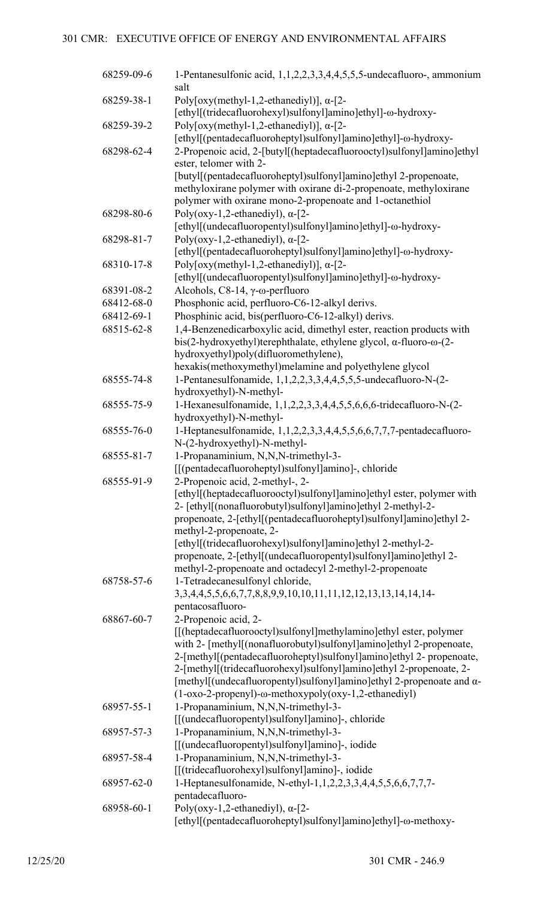| | |
|---|---|
| 68259-09-6 | 1-Pentanesulfonic acid, 1,1,2,2,3,3,4,4,5,5,5-undecafluoro-, ammonium salt |
| 68259-38-1 | Poly[oxy(methyl-1,2-ethanediyl)], α-[2-[ethyl[(tridecafluorohexyl)sulfonyl]amino]ethyl]-ω-hydroxy- |
| 68259-39-2 | Poly[oxy(methyl-1,2-ethanediyl)], α-[2-[ethyl[(pentadecafluoroheptyl)sulfonyl]amino]ethyl]-ω-hydroxy- |
| 68298-62-4 | 2-Propenoic acid, 2-[butyl[(heptadecafluorooctyl)sulfonyl]amino]ethyl ester, telomer with 2-[butyl[(pentadecafluoroheptyl)sulfonyl]amino]ethyl 2-propenoate, methyloxirane polymer with oxirane di-2-propenoate, methyloxirane polymer with oxirane mono-2-propenoate and 1-octanethiol |
| 68298-80-6 | Poly(oxy-1,2-ethanediyl), α-[2-[ethyl[(undecafluoropentyl)sulfonyl]amino]ethyl]-ω-hydroxy- |
| 68298-81-7 | Poly(oxy-1,2-ethanediyl), α-[2-[ethyl[(pentadecafluoroheptyl)sulfonyl]amino]ethyl]-ω-hydroxy- |
| 68310-17-8 | Poly[oxy(methyl-1,2-ethanediyl)], α-[2-[ethyl[(undecafluoropentyl)sulfonyl]amino]ethyl]-ω-hydroxy- |
| 68391-08-2 | Alcohols, C8-14, γ-ω-perfluoro |
| 68412-68-0 | Phosphonic acid, perfluoro-C6-12-alkyl derivs. |
| 68412-69-1 | Phosphinic acid, bis(perfluoro-C6-12-alkyl) derivs. |
| 68515-62-8 | 1,4-Benzenedicarboxylic acid, dimethyl ester, reaction products with bis(2-hydroxyethyl)terephthalate, ethylene glycol, α-fluoro-ω-(2-hydroxyethyl)poly(difluoromethylene), hexakis(methoxymethyl)melamine and polyethylene glycol |
| 68555-74-8 | 1-Pentanesulfonamide, 1,1,2,2,3,3,4,4,5,5,5-undecafluoro-N-(2-hydroxyethyl)-N-methyl- |
| 68555-75-9 | 1-Hexanesulfonamide, 1,1,2,2,3,3,4,4,5,5,6,6,6-tridecafluoro-N-(2-hydroxyethyl)-N-methyl- |
| 68555-76-0 | 1-Heptanesulfonamide, 1,1,2,2,3,3,4,4,5,5,6,6,7,7,7-pentadecafluoro-N-(2-hydroxyethyl)-N-methyl- |
| 68555-81-7 | 1-Propanaminium, N,N,N-trimethyl-3-[[(pentadecafluoroheptyl)sulfonyl]amino]-, chloride |
| 68555-91-9 | 2-Propenoic acid, 2-methyl-, 2-[ethyl[(heptadecafluorooctyl)sulfonyl]amino]ethyl ester, polymer with 2- [ethyl[(nonafluorobutyl)sulfonyl]amino]ethyl 2-methyl-2-propenoate, 2-[ethyl[(pentadecafluoroheptyl)sulfonyl]amino]ethyl 2-methyl-2-propenoate, 2-[ethyl[(tridecafluorohexyl)sulfonyl]amino]ethyl 2-methyl-2-propenoate, 2-[ethyl[(undecafluoropentyl)sulfonyl]amino]ethyl 2-methyl-2-propenoate and octadecyl 2-methyl-2-propenoate |
| 68758-57-6 | 1-Tetradecanesulfonyl chloride, 3,3,4,4,5,5,6,6,7,7,8,8,9,9,10,10,11,11,12,12,13,13,14,14,14-pentacosafluoro- |
| 68867-60-7 | 2-Propenoic acid, 2-[[(heptadecafluorooctyl)sulfonyl]methylamino]ethyl ester, polymer with 2- [methyl[(nonafluorobutyl)sulfonyl]amino]ethyl 2-propenoate, 2-[methyl[(pentadecafluoroheptyl)sulfonyl]amino]ethyl 2- propenoate, 2-[methyl[(tridecafluorohexyl)sulfonyl]amino]ethyl 2-propenoate, 2-[methyl[(undecafluoropentyl)sulfonyl]amino]ethyl 2-propenoate and α-(1-oxo-2-propenyl)-ω-methoxypoly(oxy-1,2-ethanediyl) |
| 68957-55-1 | 1-Propanaminium, N,N,N-trimethyl-3-[[(undecafluoropentyl)sulfonyl]amino]-, chloride |
| 68957-57-3 | 1-Propanaminium, N,N,N-trimethyl-3-[[(undecafluoropentyl)sulfonyl]amino]-, iodide |
| 68957-58-4 | 1-Propanaminium, N,N,N-trimethyl-3-[[(tridecafluorohexyl)sulfonyl]amino]-, iodide |
| 68957-62-0 | 1-Heptanesulfonamide, N-ethyl-1,1,2,2,3,3,4,4,5,5,6,6,7,7,7-pentadecafluoro- |
| 68958-60-1 | Poly(oxy-1,2-ethanediyl), α-[2-[ethyl[(pentadecafluoroheptyl)sulfonyl]amino]ethyl]-ω-methoxy- |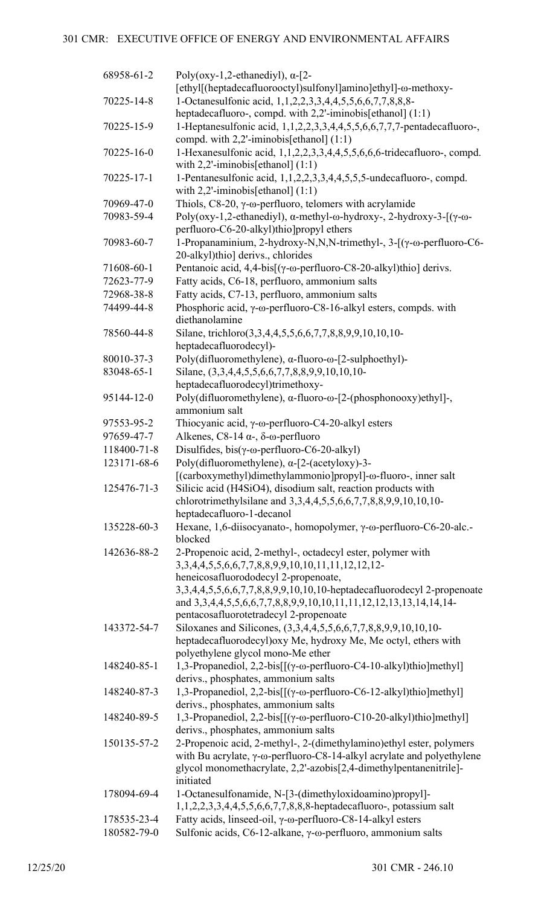| | |
|---|---|
| 68958-61-2 | Poly(oxy-1,2-ethanediyl), α-[2-[ethyl[(heptadecafluorooctyl)sulfonyl]amino]ethyl]-ω-methoxy- |
| 70225-14-8 | 1-Octanesulfonic acid, 1,1,2,2,3,3,4,4,5,5,6,6,7,7,8,8,8-heptadecafluoro-, compd. with 2,2'-iminobis[ethanol] (1:1) |
| 70225-15-9 | 1-Heptanesulfonic acid, 1,1,2,2,3,3,4,4,5,5,6,6,7,7,7-pentadecafluoro-, compd. with 2,2'-iminobis[ethanol] (1:1) |
| 70225-16-0 | 1-Hexanesulfonic acid, 1,1,2,2,3,3,4,4,5,5,6,6,6-tridecafluoro-, compd. with 2,2'-iminobis[ethanol] (1:1) |
| 70225-17-1 | 1-Pentanesulfonic acid, 1,1,2,2,3,3,4,4,5,5,5-undecafluoro-, compd. with 2,2'-iminobis[ethanol] (1:1) |
| 70969-47-0 | Thiols, C8-20, γ-ω-perfluoro, telomers with acrylamide |
| 70983-59-4 | Poly(oxy-1,2-ethanediyl), α-methyl-ω-hydroxy-, 2-hydroxy-3-[(γ-ω-perfluoro-C6-20-alkyl)thio]propyl ethers |
| 70983-60-7 | 1-Propanaminium, 2-hydroxy-N,N,N-trimethyl-, 3-[(γ-ω-perfluoro-C6-20-alkyl)thio] derivs., chlorides |
| 71608-60-1 | Pentanoic acid, 4,4-bis[(γ-ω-perfluoro-C8-20-alkyl)thio] derivs. |
| 72623-77-9 | Fatty acids, C6-18, perfluoro, ammonium salts |
| 72968-38-8 | Fatty acids, C7-13, perfluoro, ammonium salts |
| 74499-44-8 | Phosphoric acid, γ-ω-perfluoro-C8-16-alkyl esters, compds. with diethanolamine |
| 78560-44-8 | Silane, trichloro(3,3,4,4,5,5,6,6,7,7,8,8,9,9,10,10,10-heptadecafluorodecyl)- |
| 80010-37-3 | Poly(difluoromethylene), α-fluoro-ω-[2-sulphoethyl)- |
| 83048-65-1 | Silane, (3,3,4,4,5,5,6,6,7,7,8,8,9,9,10,10,10-heptadecafluorodecyl)trimethoxy- |
| 95144-12-0 | Poly(difluoromethylene), α-fluoro-ω-[2-(phosphonooxy)ethyl]-, ammonium salt |
| 97553-95-2 | Thiocyanic acid, γ-ω-perfluoro-C4-20-alkyl esters |
| 97659-47-7 | Alkenes, C8-14 α-, δ-ω-perfluoro |
| 118400-71-8 | Disulfides, bis(γ-ω-perfluoro-C6-20-alkyl) |
| 123171-68-6 | Poly(difluoromethylene), α-[2-(acetyloxy)-3-[(carboxymethyl)dimethylammonio]propyl]-ω-fluoro-, inner salt |
| 125476-71-3 | Silicic acid (H4SiO4), disodium salt, reaction products with chlorotrimethylsilane and 3,3,4,4,5,5,6,6,7,7,8,8,9,9,10,10,10-heptadecafluoro-1-decanol |
| 135228-60-3 | Hexane, 1,6-diisocyanato-, homopolymer, γ-ω-perfluoro-C6-20-alc.-blocked |
| 142636-88-2 | 2-Propenoic acid, 2-methyl-, octadecyl ester, polymer with 3,3,4,4,5,5,6,6,7,7,8,8,9,9,10,10,11,11,12,12,12-heneicosafluorododecyl 2-propenoate, 3,3,4,4,5,5,6,6,7,7,8,8,9,9,10,10,10-heptadecafluorodecyl 2-propenoate and 3,3,4,4,5,5,6,6,7,7,8,8,9,9,10,10,11,11,12,12,13,13,14,14,14-pentacosafluorotetradecyl 2-propenoate |
| 143372-54-7 | Siloxanes and Silicones, (3,3,4,4,5,5,6,6,7,7,8,8,9,9,10,10,10-heptadecafluorodecyl)oxy Me, hydroxy Me, Me octyl, ethers with polyethylene glycol mono-Me ether |
| 148240-85-1 | 1,3-Propanediol, 2,2-bis[[(γ-ω-perfluoro-C4-10-alkyl)thio]methyl] derivs., phosphates, ammonium salts |
| 148240-87-3 | 1,3-Propanediol, 2,2-bis[[(γ-ω-perfluoro-C6-12-alkyl)thio]methyl] derivs., phosphates, ammonium salts |
| 148240-89-5 | 1,3-Propanediol, 2,2-bis[[(γ-ω-perfluoro-C10-20-alkyl)thio]methyl] derivs., phosphates, ammonium salts |
| 150135-57-2 | 2-Propenoic acid, 2-methyl-, 2-(dimethylamino)ethyl ester, polymers with Bu acrylate, γ-ω-perfluoro-C8-14-alkyl acrylate and polyethylene glycol monomethacrylate, 2,2'-azobis[2,4-dimethylpentanenitrile]-initiated |
| 178094-69-4 | 1-Octanesulfonamide, N-[3-(dimethyloxidoamino)propyl]-1,1,2,2,3,3,4,4,5,5,6,6,7,7,8,8,8-heptadecafluoro-, potassium salt |
| 178535-23-4 | Fatty acids, linseed-oil, γ-ω-perfluoro-C8-14-alkyl esters |
| 180582-79-0 | Sulfonic acids, C6-12-alkane, γ-ω-perfluoro, ammonium salts |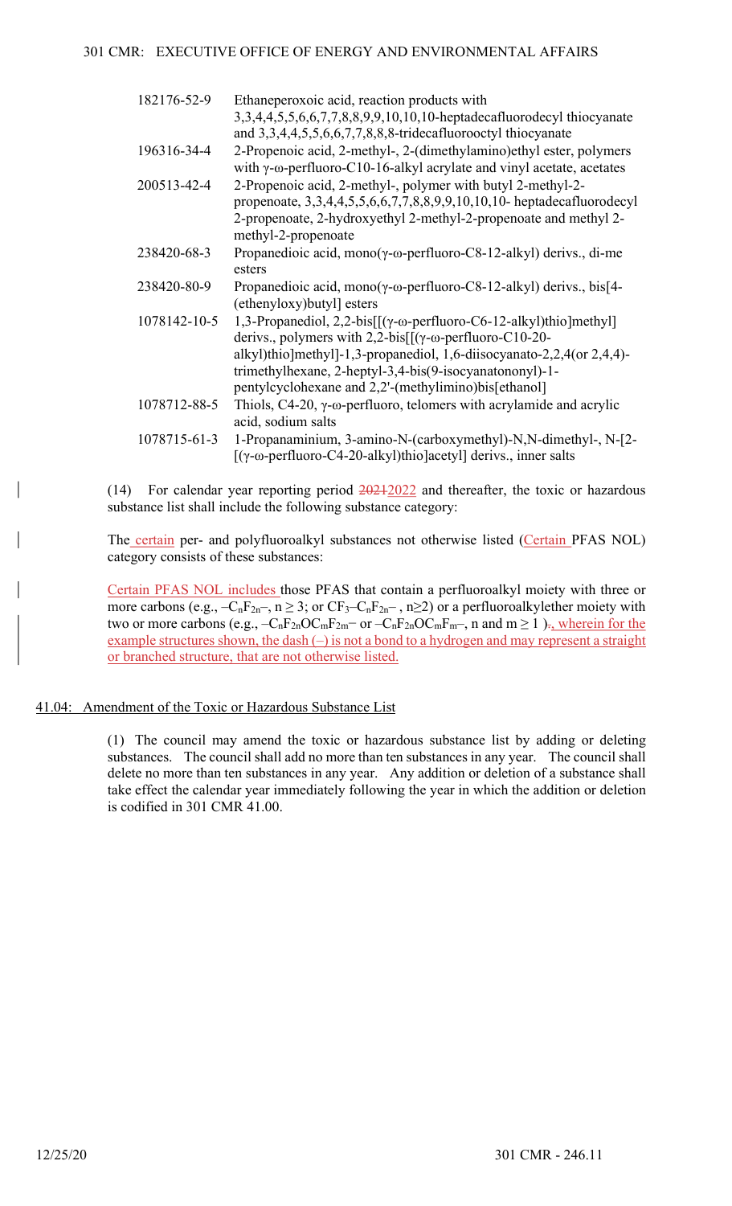| | |
|---|---|
| 182176-52-9 | Ethaneperoxoic acid, reaction products with 3,3,4,4,5,5,6,6,7,7,8,8,9,9,10,10,10-heptadecafluorodecyl thiocyanate and 3,3,4,4,5,5,6,6,7,7,8,8,8-tridecafluorooctyl thiocyanate |
| 196316-34-4 | 2-Propenoic acid, 2-methyl-, 2-(dimethylamino)ethyl ester, polymers with γ-ω-perfluoro-C10-16-alkyl acrylate and vinyl acetate, acetates |
| 200513-42-4 | 2-Propenoic acid, 2-methyl-, polymer with butyl 2-methyl-2-propenoate, 3,3,4,4,5,5,6,6,7,7,8,8,9,9,10,10,10- heptadecafluorodecyl 2-propenoate, 2-hydroxyethyl 2-methyl-2-propenoate and methyl 2-methyl-2-propenoate |
| 238420-68-3 | Propanedioic acid, mono(γ-ω-perfluoro-C8-12-alkyl) derivs., di-me esters |
| 238420-80-9 | Propanedioic acid, mono(γ-ω-perfluoro-C8-12-alkyl) derivs., bis[4-(ethenyloxy)butyl] esters |
| 1078142-10-5 | 1,3-Propanediol, 2,2-bis[[(γ-ω-perfluoro-C6-12-alkyl)thio]methyl] derivs., polymers with 2,2-bis[[(γ-ω-perfluoro-C10-20-alkyl)thio]methyl]-1,3-propanediol, 1,6-diisocyanato-2,2,4(or 2,4,4)-trimethylhexane, 2-heptyl-3,4-bis(9-isocyanatononyl)-1-pentylcyclohexane and 2,2'-(methylimino)bis[ethanol] |
| 1078712-88-5 | Thiols, C4-20, γ-ω-perfluoro, telomers with acrylamide and acrylic acid, sodium salts |
| 1078715-61-3 | 1-Propanaminium, 3-amino-N-(carboxymethyl)-N,N-dimethyl-, N-[2-[(γ-ω-perfluoro-C4-20-alkyl)thio]acetyl] derivs., inner salts |

(14) For calendar year reporting period ~~2021~~2022 and thereafter, the toxic or hazardous substance list shall include the following substance category:

The certain per- and polyfluoroalkyl substances not otherwise listed (Certain PFAS NOL) category consists of these substances:

Certain PFAS NOL includes those PFAS that contain a perfluoroalkyl moiety with three or more carbons (e.g., $–C_nF_{2n}–$, $n \geq 3$; or $CF_3–C_nF_{2n}–$ , $n \geq 2$) or a perfluoroalkylether moiety with two or more carbons (e.g., $–C_nF_{2n}OC_mF_{2m}–$ or $–C_nF_{2n}OC_mF_m–$, n and $m \geq 1$ )~~.~~, wherein for the example structures shown, the dash (–) is not a bond to a hydrogen and may represent a straight or branched structure, that are not otherwise listed.

## 41.04: Amendment of the Toxic or Hazardous Substance List

(1) The council may amend the toxic or hazardous substance list by adding or deleting substances. The council shall add no more than ten substances in any year. The council shall delete no more than ten substances in any year. Any addition or deletion of a substance shall take effect the calendar year immediately following the year in which the addition or deletion is codified in 301 CMR 41.00.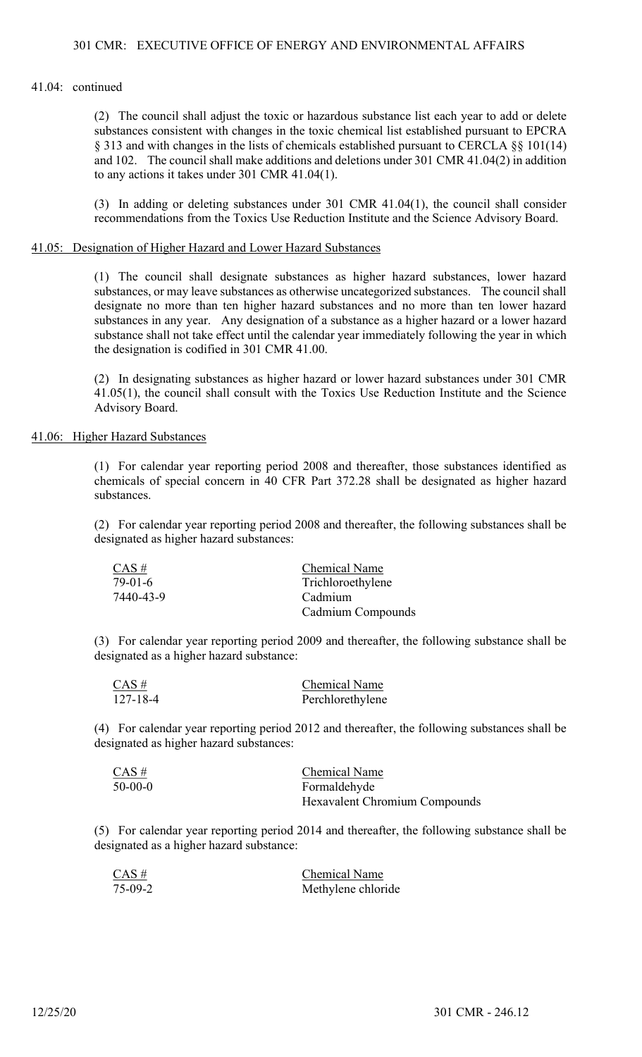41.04: continued

(2) The council shall adjust the toxic or hazardous substance list each year to add or delete substances consistent with changes in the toxic chemical list established pursuant to EPCRA § 313 and with changes in the lists of chemicals established pursuant to CERCLA §§ 101(14) and 102. The council shall make additions and deletions under 301 CMR 41.04(2) in addition to any actions it takes under 301 CMR 41.04(1).

(3) In adding or deleting substances under 301 CMR 41.04(1), the council shall consider recommendations from the Toxics Use Reduction Institute and the Science Advisory Board.

## 41.05: Designation of Higher Hazard and Lower Hazard Substances

(1) The council shall designate substances as higher hazard substances, lower hazard substances, or may leave substances as otherwise uncategorized substances. The council shall designate no more than ten higher hazard substances and no more than ten lower hazard substances in any year. Any designation of a substance as a higher hazard or a lower hazard substance shall not take effect until the calendar year immediately following the year in which the designation is codified in 301 CMR 41.00.

(2) In designating substances as higher hazard or lower hazard substances under 301 CMR 41.05(1), the council shall consult with the Toxics Use Reduction Institute and the Science Advisory Board.

## 41.06: Higher Hazard Substances

(1) For calendar year reporting period 2008 and thereafter, those substances identified as chemicals of special concern in 40 CFR Part 372.28 shall be designated as higher hazard substances.

(2) For calendar year reporting period 2008 and thereafter, the following substances shall be designated as higher hazard substances:

| CAS # | Chemical Name |
|---|---|
| 79-01-6 | Trichloroethylene |
| 7440-43-9 | Cadmium |
| | Cadmium Compounds |

(3) For calendar year reporting period 2009 and thereafter, the following substance shall be designated as a higher hazard substance:

| CAS # | Chemical Name |
|---|---|
| 127-18-4 | Perchlorethylene |

(4) For calendar year reporting period 2012 and thereafter, the following substances shall be designated as higher hazard substances:

| CAS # | Chemical Name |
|---|---|
| 50-00-0 | Formaldehyde |
| | Hexavalent Chromium Compounds |

(5) For calendar year reporting period 2014 and thereafter, the following substance shall be designated as a higher hazard substance:

| CAS # | Chemical Name |
|---|---|
| 75-09-2 | Methylene chloride |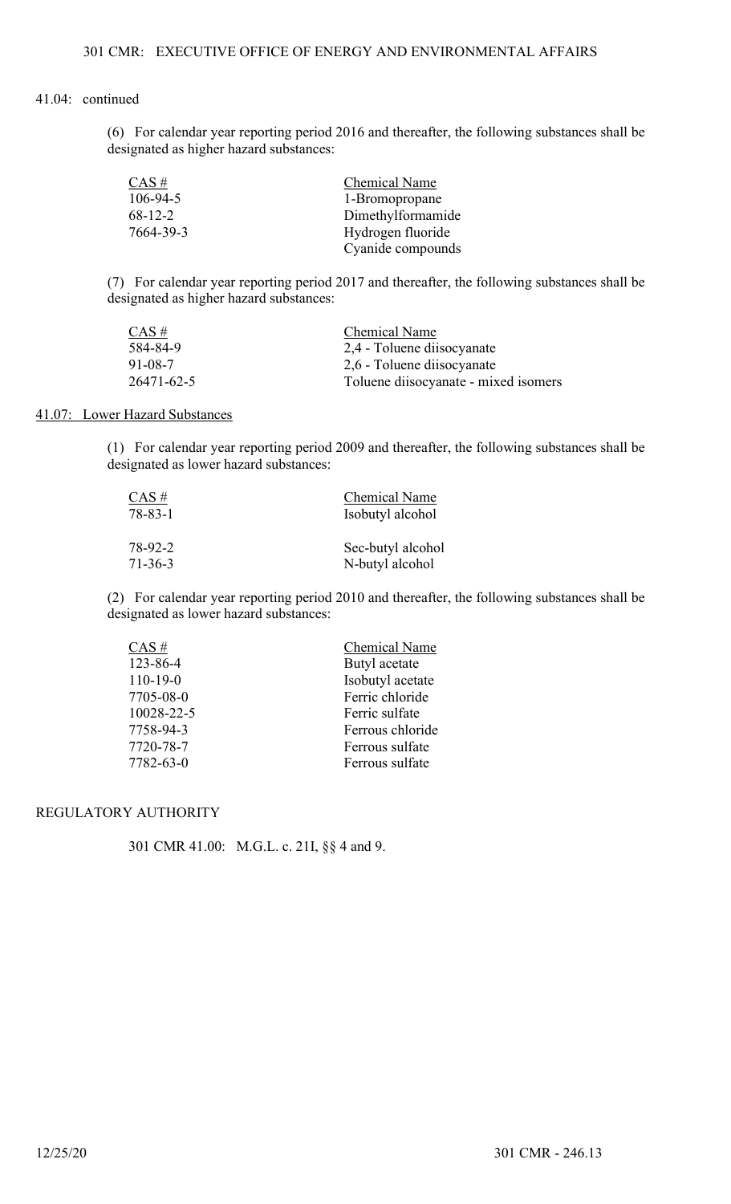41.04: continued

(6) For calendar year reporting period 2016 and thereafter, the following substances shall be designated as higher hazard substances:

| CAS # | Chemical Name |
|---|---|
| 106-94-5 | 1-Bromopropane |
| 68-12-2 | Dimethylformamide |
| 7664-39-3 | Hydrogen fluoride |
| | Cyanide compounds |

(7) For calendar year reporting period 2017 and thereafter, the following substances shall be designated as higher hazard substances:

| CAS # | Chemical Name |
|---|---|
| 584-84-9 | 2,4 - Toluene diisocyanate |
| 91-08-7 | 2,6 - Toluene diisocyanate |
| 26471-62-5 | Toluene diisocyanate - mixed isomers |

## 41.07: Lower Hazard Substances

(1) For calendar year reporting period 2009 and thereafter, the following substances shall be designated as lower hazard substances:

| CAS # | Chemical Name |
|---|---|
| 78-83-1 | Isobutyl alcohol |
| 78-92-2 | Sec-butyl alcohol |
| 71-36-3 | N-butyl alcohol |

(2) For calendar year reporting period 2010 and thereafter, the following substances shall be designated as lower hazard substances:

| CAS # | Chemical Name |
|---|---|
| 123-86-4 | Butyl acetate |
| 110-19-0 | Isobutyl acetate |
| 7705-08-0 | Ferric chloride |
| 10028-22-5 | Ferric sulfate |
| 7758-94-3 | Ferrous chloride |
| 7720-78-7 | Ferrous sulfate |
| 7782-63-0 | Ferrous sulfate |

## REGULATORY AUTHORITY

301 CMR 41.00: M.G.L. c. 21I, §§ 4 and 9.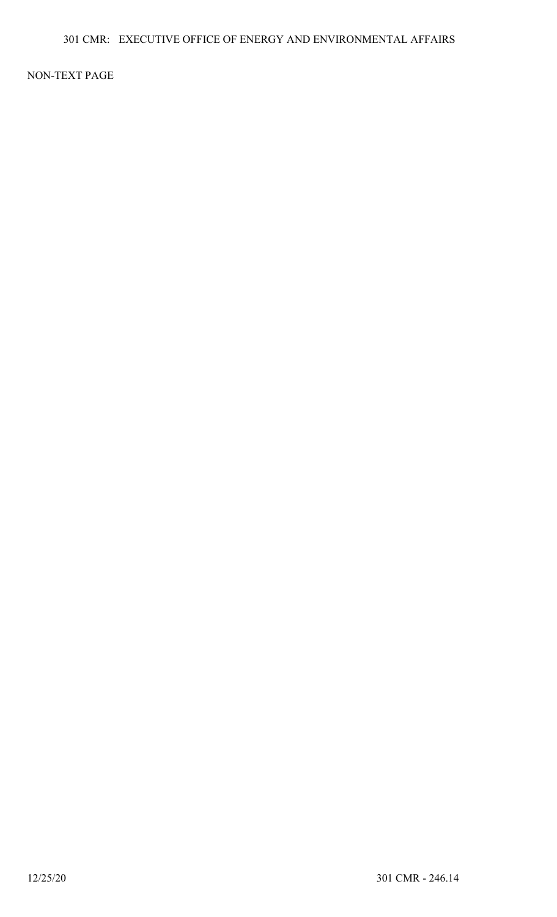NON-TEXT PAGE